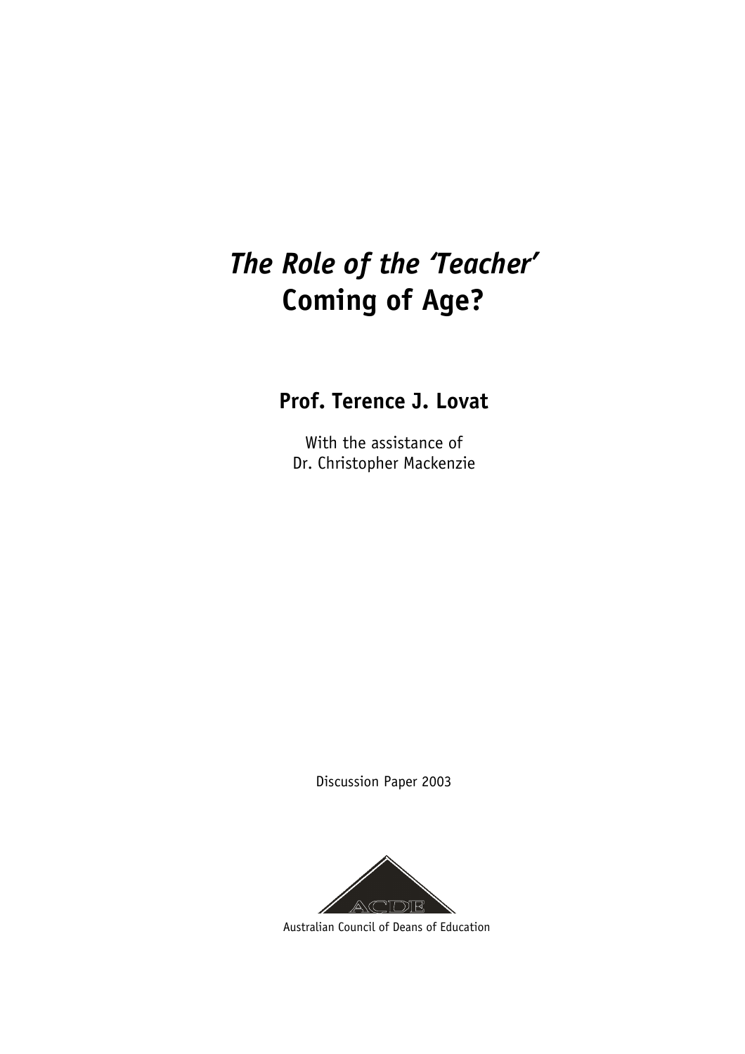# *The Role of the 'Teacher'* Coming of Age?

## Prof. Terence J. Lovat

With the assistance of
Dr. Christopher Mackenzie

Discussion Paper 2003

ACDE

Australian Council of Deans of Education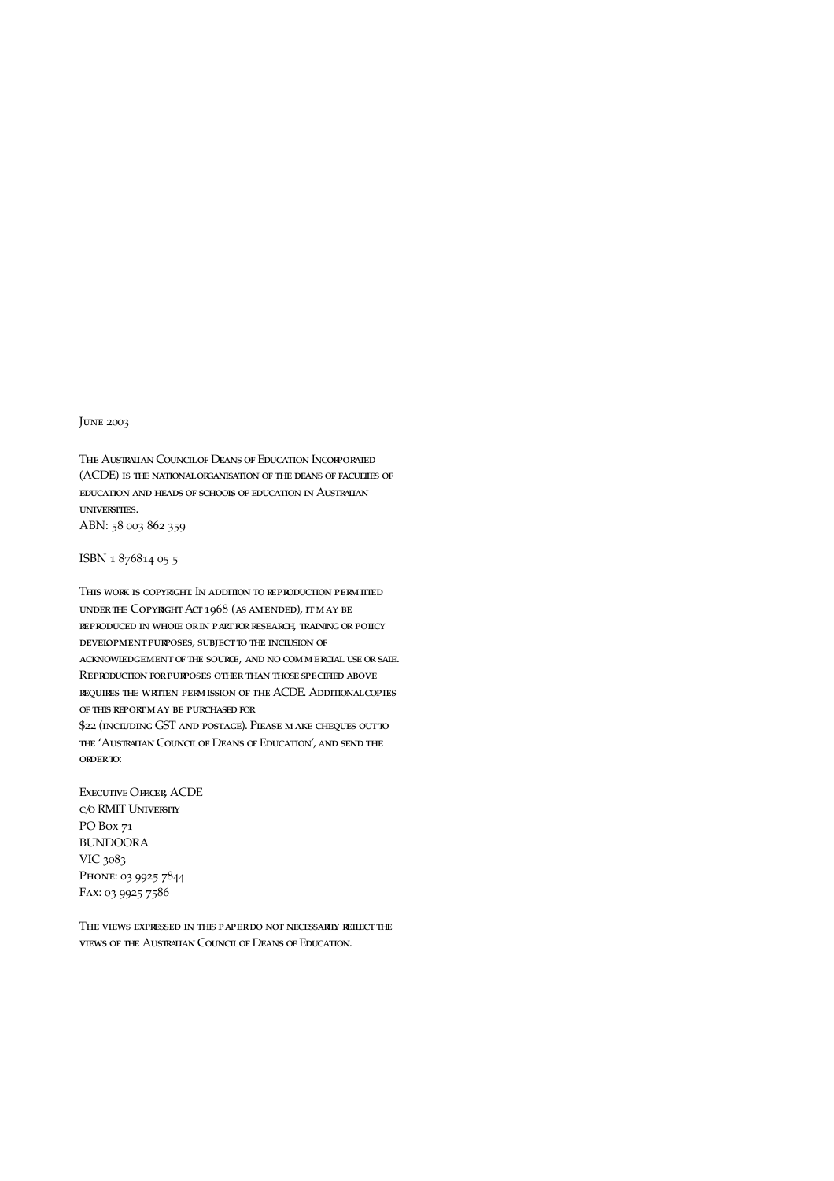June 2003

The Australian Council of Deans of Education Incorporated (ACDE) is the national organisation of the deans of faculties of education and heads of schools of education in Australian universities.
ABN: 58 003 862 359

ISBN 1 876814 05 5

This work is copyright. In addition to reproduction permitted under the Copyright Act 1968 (as amended), it may be reproduced in whole or in part for research, training or policy development purposes, subject to the inclusion of acknowledgement of the source, and no commercial use or sale. Reproduction for purposes other than those specified above requires the written permission of the ACDE. Additional copies of this report may be purchased for
$22 (including GST and postage). Please make cheques out to the 'Australian Council of Deans of Education', and send the order to:

Executive Officer, ACDE
c/o RMIT University
PO Box 71
BUNDOORA
VIC 3083
Phone: 03 9925 7844
Fax: 03 9925 7586

The views expressed in this paper do not necessarily reflect the views of the Australian Council of Deans of Education.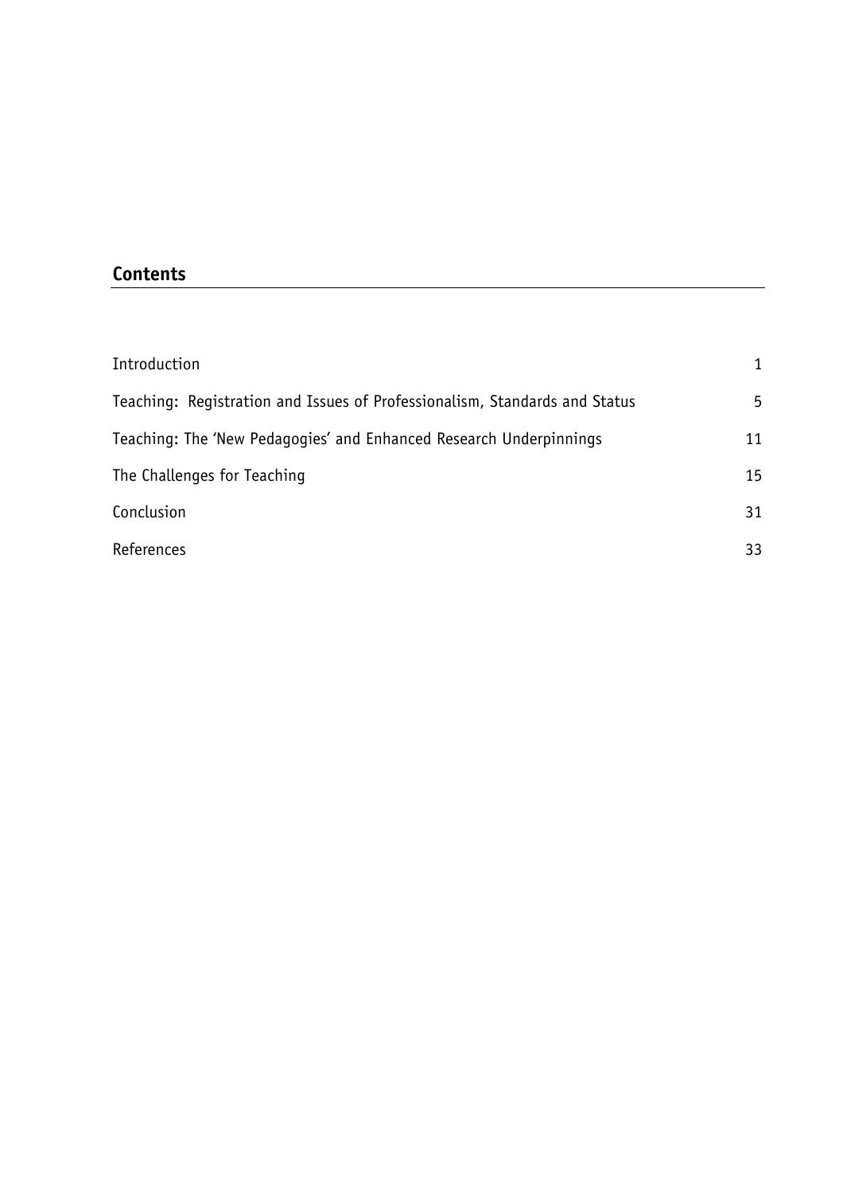## Contents

| | |
|---|---|
| Introduction | 1 |
| Teaching: Registration and Issues of Professionalism, Standards and Status | 5 |
| Teaching: The 'New Pedagogies' and Enhanced Research Underpinnings | 11 |
| The Challenges for Teaching | 15 |
| Conclusion | 31 |
| References | 33 |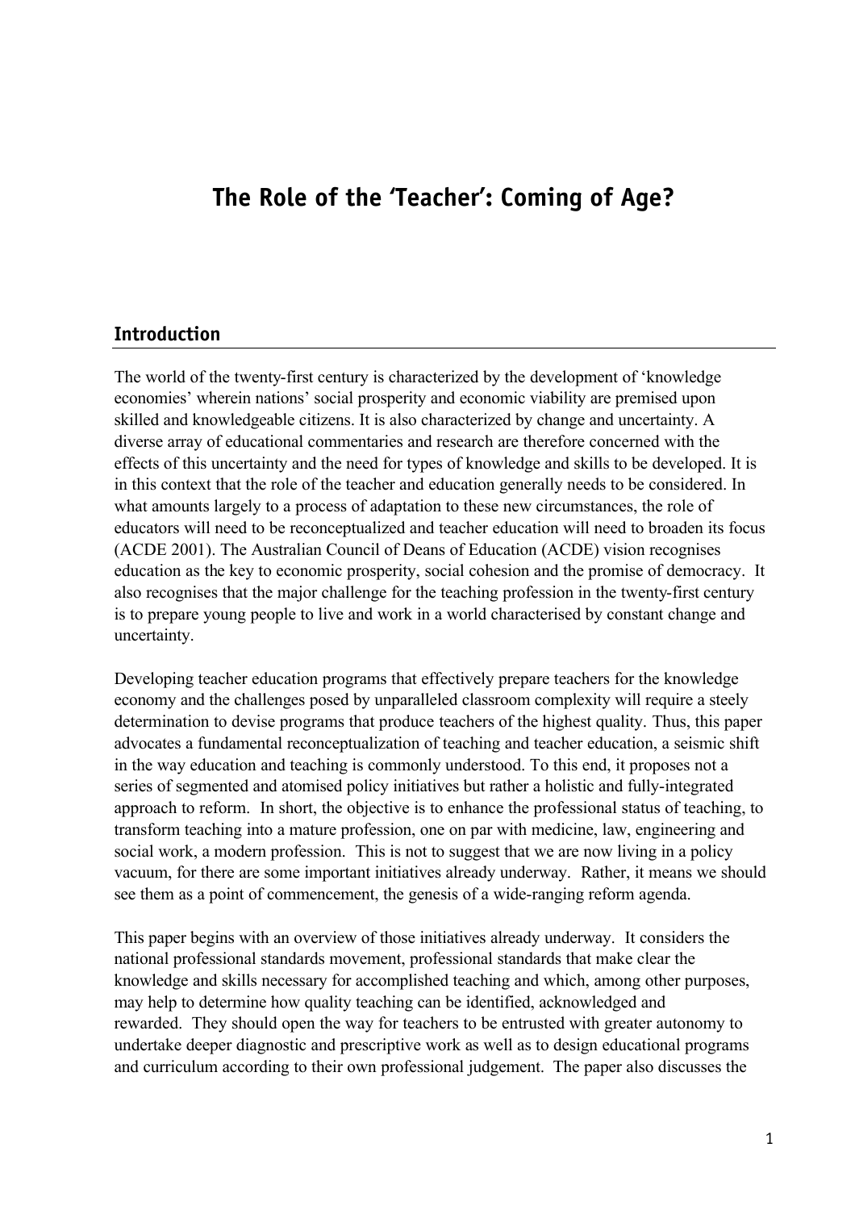# The Role of the 'Teacher': Coming of Age?

## Introduction

The world of the twenty-first century is characterized by the development of 'knowledge economies' wherein nations' social prosperity and economic viability are premised upon skilled and knowledgeable citizens. It is also characterized by change and uncertainty. A diverse array of educational commentaries and research are therefore concerned with the effects of this uncertainty and the need for types of knowledge and skills to be developed. It is in this context that the role of the teacher and education generally needs to be considered. In what amounts largely to a process of adaptation to these new circumstances, the role of educators will need to be reconceptualized and teacher education will need to broaden its focus (ACDE 2001). The Australian Council of Deans of Education (ACDE) vision recognises education as the key to economic prosperity, social cohesion and the promise of democracy. It also recognises that the major challenge for the teaching profession in the twenty-first century is to prepare young people to live and work in a world characterised by constant change and uncertainty.

Developing teacher education programs that effectively prepare teachers for the knowledge economy and the challenges posed by unparalleled classroom complexity will require a steely determination to devise programs that produce teachers of the highest quality. Thus, this paper advocates a fundamental reconceptualization of teaching and teacher education, a seismic shift in the way education and teaching is commonly understood. To this end, it proposes not a series of segmented and atomised policy initiatives but rather a holistic and fully-integrated approach to reform. In short, the objective is to enhance the professional status of teaching, to transform teaching into a mature profession, one on par with medicine, law, engineering and social work, a modern profession. This is not to suggest that we are now living in a policy vacuum, for there are some important initiatives already underway. Rather, it means we should see them as a point of commencement, the genesis of a wide-ranging reform agenda.

This paper begins with an overview of those initiatives already underway. It considers the national professional standards movement, professional standards that make clear the knowledge and skills necessary for accomplished teaching and which, among other purposes, may help to determine how quality teaching can be identified, acknowledged and rewarded. They should open the way for teachers to be entrusted with greater autonomy to undertake deeper diagnostic and prescriptive work as well as to design educational programs and curriculum according to their own professional judgement. The paper also discusses the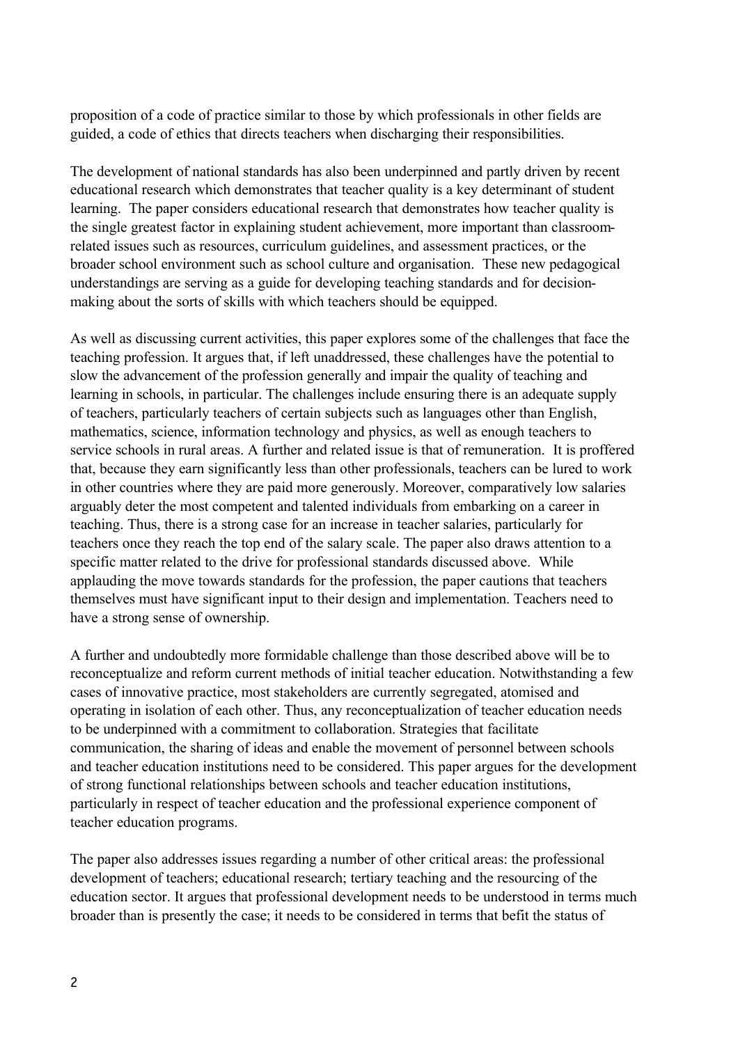proposition of a code of practice similar to those by which professionals in other fields are guided, a code of ethics that directs teachers when discharging their responsibilities.

The development of national standards has also been underpinned and partly driven by recent educational research which demonstrates that teacher quality is a key determinant of student learning. The paper considers educational research that demonstrates how teacher quality is the single greatest factor in explaining student achievement, more important than classroom-related issues such as resources, curriculum guidelines, and assessment practices, or the broader school environment such as school culture and organisation. These new pedagogical understandings are serving as a guide for developing teaching standards and for decision-making about the sorts of skills with which teachers should be equipped.

As well as discussing current activities, this paper explores some of the challenges that face the teaching profession. It argues that, if left unaddressed, these challenges have the potential to slow the advancement of the profession generally and impair the quality of teaching and learning in schools, in particular. The challenges include ensuring there is an adequate supply of teachers, particularly teachers of certain subjects such as languages other than English, mathematics, science, information technology and physics, as well as enough teachers to service schools in rural areas. A further and related issue is that of remuneration. It is proffered that, because they earn significantly less than other professionals, teachers can be lured to work in other countries where they are paid more generously. Moreover, comparatively low salaries arguably deter the most competent and talented individuals from embarking on a career in teaching. Thus, there is a strong case for an increase in teacher salaries, particularly for teachers once they reach the top end of the salary scale. The paper also draws attention to a specific matter related to the drive for professional standards discussed above. While applauding the move towards standards for the profession, the paper cautions that teachers themselves must have significant input to their design and implementation. Teachers need to have a strong sense of ownership.

A further and undoubtedly more formidable challenge than those described above will be to reconceptualize and reform current methods of initial teacher education. Notwithstanding a few cases of innovative practice, most stakeholders are currently segregated, atomised and operating in isolation of each other. Thus, any reconceptualization of teacher education needs to be underpinned with a commitment to collaboration. Strategies that facilitate communication, the sharing of ideas and enable the movement of personnel between schools and teacher education institutions need to be considered. This paper argues for the development of strong functional relationships between schools and teacher education institutions, particularly in respect of teacher education and the professional experience component of teacher education programs.

The paper also addresses issues regarding a number of other critical areas: the professional development of teachers; educational research; tertiary teaching and the resourcing of the education sector. It argues that professional development needs to be understood in terms much broader than is presently the case; it needs to be considered in terms that befit the status of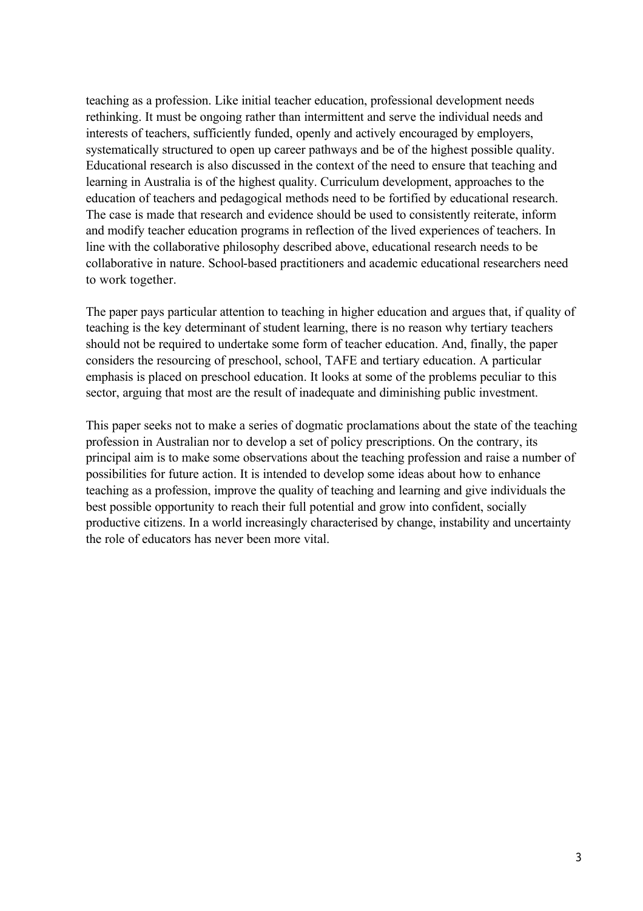teaching as a profession. Like initial teacher education, professional development needs rethinking. It must be ongoing rather than intermittent and serve the individual needs and interests of teachers, sufficiently funded, openly and actively encouraged by employers, systematically structured to open up career pathways and be of the highest possible quality. Educational research is also discussed in the context of the need to ensure that teaching and learning in Australia is of the highest quality. Curriculum development, approaches to the education of teachers and pedagogical methods need to be fortified by educational research. The case is made that research and evidence should be used to consistently reiterate, inform and modify teacher education programs in reflection of the lived experiences of teachers. In line with the collaborative philosophy described above, educational research needs to be collaborative in nature. School-based practitioners and academic educational researchers need to work together.

The paper pays particular attention to teaching in higher education and argues that, if quality of teaching is the key determinant of student learning, there is no reason why tertiary teachers should not be required to undertake some form of teacher education. And, finally, the paper considers the resourcing of preschool, school, TAFE and tertiary education. A particular emphasis is placed on preschool education. It looks at some of the problems peculiar to this sector, arguing that most are the result of inadequate and diminishing public investment.

This paper seeks not to make a series of dogmatic proclamations about the state of the teaching profession in Australian nor to develop a set of policy prescriptions. On the contrary, its principal aim is to make some observations about the teaching profession and raise a number of possibilities for future action. It is intended to develop some ideas about how to enhance teaching as a profession, improve the quality of teaching and learning and give individuals the best possible opportunity to reach their full potential and grow into confident, socially productive citizens. In a world increasingly characterised by change, instability and uncertainty the role of educators has never been more vital.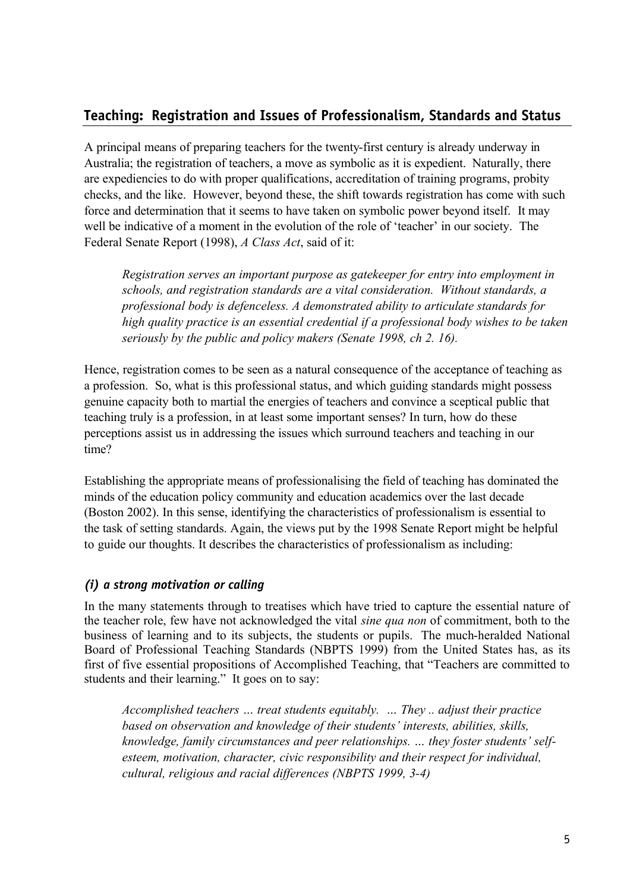## Teaching: Registration and Issues of Professionalism, Standards and Status

A principal means of preparing teachers for the twenty-first century is already underway in Australia; the registration of teachers, a move as symbolic as it is expedient. Naturally, there are expediencies to do with proper qualifications, accreditation of training programs, probity checks, and the like. However, beyond these, the shift towards registration has come with such force and determination that it seems to have taken on symbolic power beyond itself. It may well be indicative of a moment in the evolution of the role of 'teacher' in our society. The Federal Senate Report (1998), *A Class Act*, said of it:

> *Registration serves an important purpose as gatekeeper for entry into employment in schools, and registration standards are a vital consideration. Without standards, a professional body is defenceless. A demonstrated ability to articulate standards for high quality practice is an essential credential if a professional body wishes to be taken seriously by the public and policy makers (Senate 1998, ch 2. 16).*

Hence, registration comes to be seen as a natural consequence of the acceptance of teaching as a profession. So, what is this professional status, and which guiding standards might possess genuine capacity both to martial the energies of teachers and convince a sceptical public that teaching truly is a profession, in at least some important senses? In turn, how do these perceptions assist us in addressing the issues which surround teachers and teaching in our time?

Establishing the appropriate means of professionalising the field of teaching has dominated the minds of the education policy community and education academics over the last decade (Boston 2002). In this sense, identifying the characteristics of professionalism is essential to the task of setting standards. Again, the views put by the 1998 Senate Report might be helpful to guide our thoughts. It describes the characteristics of professionalism as including:

### *(i) a strong motivation or calling*

In the many statements through to treatises which have tried to capture the essential nature of the teacher role, few have not acknowledged the vital *sine qua non* of commitment, both to the business of learning and to its subjects, the students or pupils. The much-heralded National Board of Professional Teaching Standards (NBPTS 1999) from the United States has, as its first of five essential propositions of Accomplished Teaching, that "Teachers are committed to students and their learning." It goes on to say:

> *Accomplished teachers … treat students equitably. … They .. adjust their practice based on observation and knowledge of their students' interests, abilities, skills, knowledge, family circumstances and peer relationships. … they foster students' self-esteem, motivation, character, civic responsibility and their respect for individual, cultural, religious and racial differences (NBPTS 1999, 3-4)*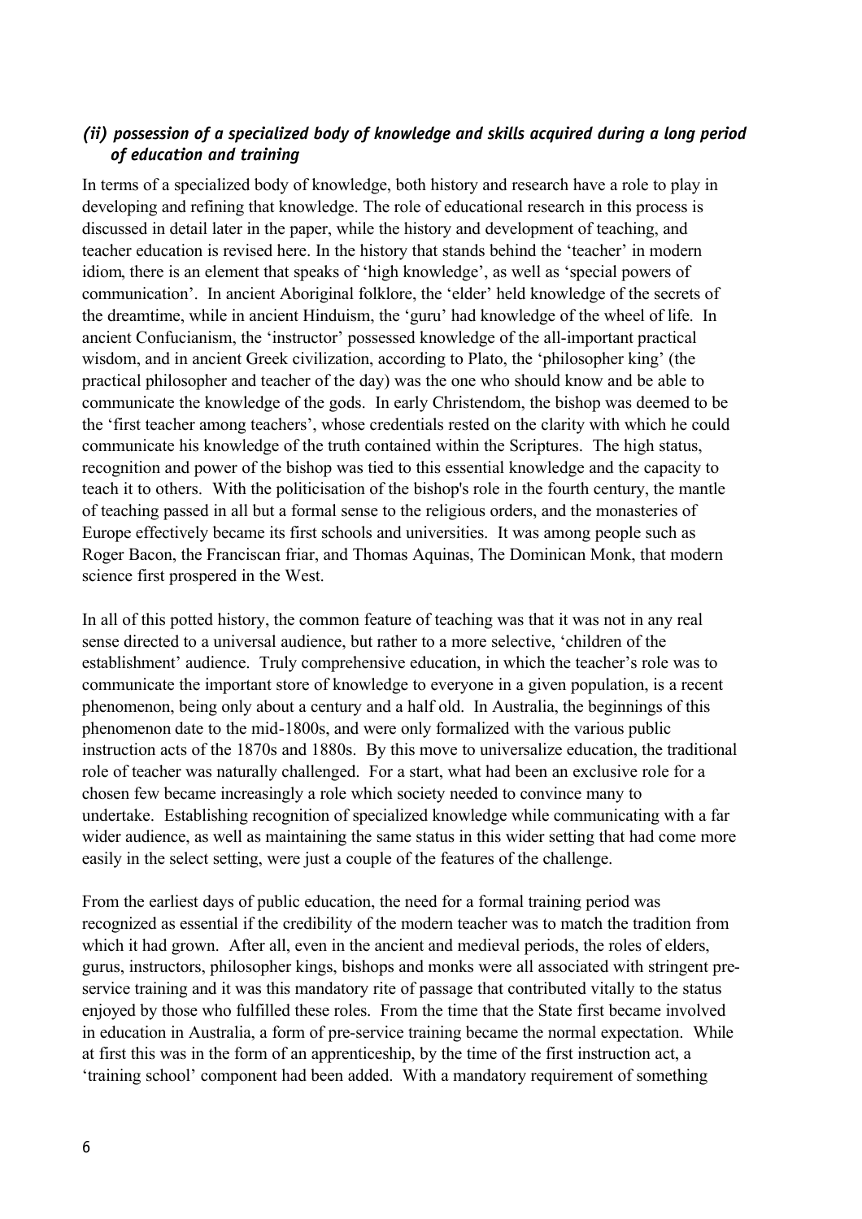### *(ii) possession of a specialized body of knowledge and skills acquired during a long period of education and training*

In terms of a specialized body of knowledge, both history and research have a role to play in developing and refining that knowledge. The role of educational research in this process is discussed in detail later in the paper, while the history and development of teaching, and teacher education is revised here. In the history that stands behind the 'teacher' in modern idiom, there is an element that speaks of 'high knowledge', as well as 'special powers of communication'. In ancient Aboriginal folklore, the 'elder' held knowledge of the secrets of the dreamtime, while in ancient Hinduism, the 'guru' had knowledge of the wheel of life. In ancient Confucianism, the 'instructor' possessed knowledge of the all-important practical wisdom, and in ancient Greek civilization, according to Plato, the 'philosopher king' (the practical philosopher and teacher of the day) was the one who should know and be able to communicate the knowledge of the gods. In early Christendom, the bishop was deemed to be the 'first teacher among teachers', whose credentials rested on the clarity with which he could communicate his knowledge of the truth contained within the Scriptures. The high status, recognition and power of the bishop was tied to this essential knowledge and the capacity to teach it to others. With the politicisation of the bishop's role in the fourth century, the mantle of teaching passed in all but a formal sense to the religious orders, and the monasteries of Europe effectively became its first schools and universities. It was among people such as Roger Bacon, the Franciscan friar, and Thomas Aquinas, The Dominican Monk, that modern science first prospered in the West.

In all of this potted history, the common feature of teaching was that it was not in any real sense directed to a universal audience, but rather to a more selective, 'children of the establishment' audience. Truly comprehensive education, in which the teacher's role was to communicate the important store of knowledge to everyone in a given population, is a recent phenomenon, being only about a century and a half old. In Australia, the beginnings of this phenomenon date to the mid-1800s, and were only formalized with the various public instruction acts of the 1870s and 1880s. By this move to universalize education, the traditional role of teacher was naturally challenged. For a start, what had been an exclusive role for a chosen few became increasingly a role which society needed to convince many to undertake. Establishing recognition of specialized knowledge while communicating with a far wider audience, as well as maintaining the same status in this wider setting that had come more easily in the select setting, were just a couple of the features of the challenge.

From the earliest days of public education, the need for a formal training period was recognized as essential if the credibility of the modern teacher was to match the tradition from which it had grown. After all, even in the ancient and medieval periods, the roles of elders, gurus, instructors, philosopher kings, bishops and monks were all associated with stringent pre-service training and it was this mandatory rite of passage that contributed vitally to the status enjoyed by those who fulfilled these roles. From the time that the State first became involved in education in Australia, a form of pre-service training became the normal expectation. While at first this was in the form of an apprenticeship, by the time of the first instruction act, a 'training school' component had been added. With a mandatory requirement of something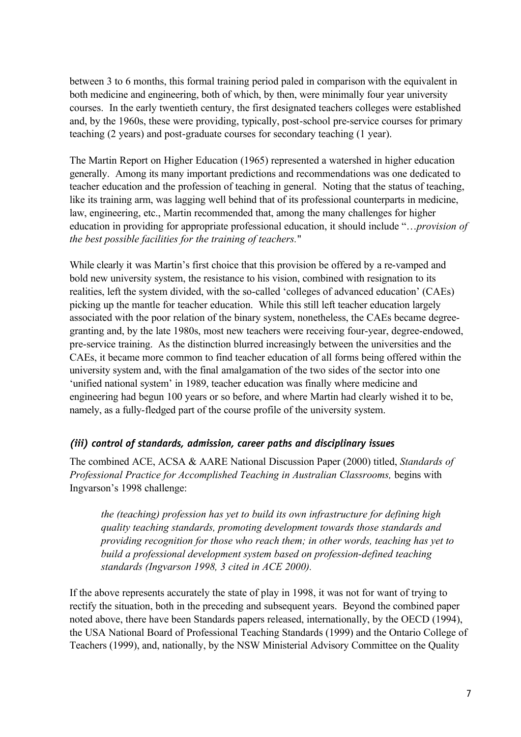between 3 to 6 months, this formal training period paled in comparison with the equivalent in both medicine and engineering, both of which, by then, were minimally four year university courses. In the early twentieth century, the first designated teachers colleges were established and, by the 1960s, these were providing, typically, post-school pre-service courses for primary teaching (2 years) and post-graduate courses for secondary teaching (1 year).

The Martin Report on Higher Education (1965) represented a watershed in higher education generally. Among its many important predictions and recommendations was one dedicated to teacher education and the profession of teaching in general. Noting that the status of teaching, like its training arm, was lagging well behind that of its professional counterparts in medicine, law, engineering, etc., Martin recommended that, among the many challenges for higher education in providing for appropriate professional education, it should include "*…provision of the best possible facilities for the training of teachers.*"

While clearly it was Martin's first choice that this provision be offered by a re-vamped and bold new university system, the resistance to his vision, combined with resignation to its realities, left the system divided, with the so-called 'colleges of advanced education' (CAEs) picking up the mantle for teacher education. While this still left teacher education largely associated with the poor relation of the binary system, nonetheless, the CAEs became degree-granting and, by the late 1980s, most new teachers were receiving four-year, degree-endowed, pre-service training. As the distinction blurred increasingly between the universities and the CAEs, it became more common to find teacher education of all forms being offered within the university system and, with the final amalgamation of the two sides of the sector into one 'unified national system' in 1989, teacher education was finally where medicine and engineering had begun 100 years or so before, and where Martin had clearly wished it to be, namely, as a fully-fledged part of the course profile of the university system.

### *(iii) control of standards, admission, career paths and disciplinary issues*

The combined ACE, ACSA & AARE National Discussion Paper (2000) titled, *Standards of Professional Practice for Accomplished Teaching in Australian Classrooms,* begins with Ingvarson's 1998 challenge:

> *the (teaching) profession has yet to build its own infrastructure for defining high quality teaching standards, promoting development towards those standards and providing recognition for those who reach them; in other words, teaching has yet to build a professional development system based on profession-defined teaching standards (Ingvarson 1998, 3 cited in ACE 2000).*

If the above represents accurately the state of play in 1998, it was not for want of trying to rectify the situation, both in the preceding and subsequent years. Beyond the combined paper noted above, there have been Standards papers released, internationally, by the OECD (1994), the USA National Board of Professional Teaching Standards (1999) and the Ontario College of Teachers (1999), and, nationally, by the NSW Ministerial Advisory Committee on the Quality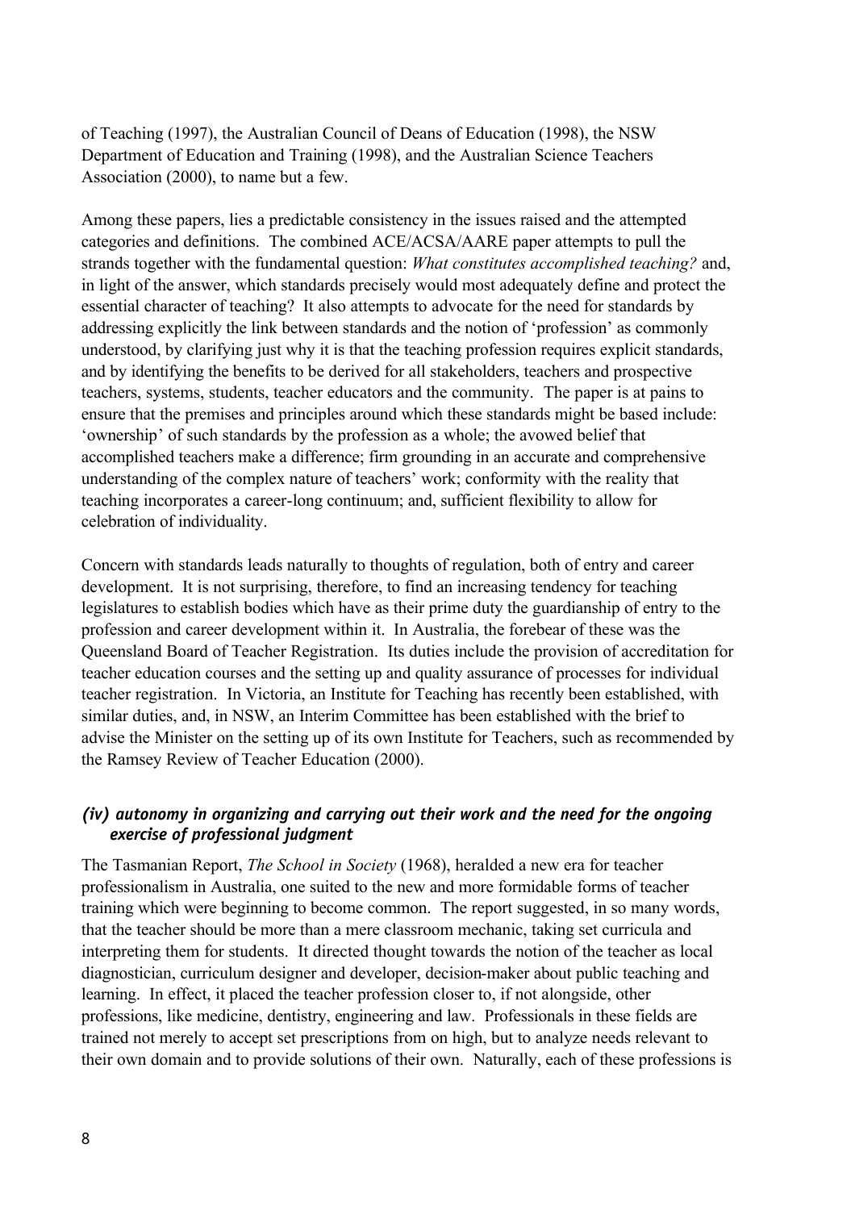of Teaching (1997), the Australian Council of Deans of Education (1998), the NSW Department of Education and Training (1998), and the Australian Science Teachers Association (2000), to name but a few.

Among these papers, lies a predictable consistency in the issues raised and the attempted categories and definitions. The combined ACE/ACSA/AARE paper attempts to pull the strands together with the fundamental question: *What constitutes accomplished teaching?* and, in light of the answer, which standards precisely would most adequately define and protect the essential character of teaching? It also attempts to advocate for the need for standards by addressing explicitly the link between standards and the notion of 'profession' as commonly understood, by clarifying just why it is that the teaching profession requires explicit standards, and by identifying the benefits to be derived for all stakeholders, teachers and prospective teachers, systems, students, teacher educators and the community. The paper is at pains to ensure that the premises and principles around which these standards might be based include: 'ownership' of such standards by the profession as a whole; the avowed belief that accomplished teachers make a difference; firm grounding in an accurate and comprehensive understanding of the complex nature of teachers' work; conformity with the reality that teaching incorporates a career-long continuum; and, sufficient flexibility to allow for celebration of individuality.

Concern with standards leads naturally to thoughts of regulation, both of entry and career development. It is not surprising, therefore, to find an increasing tendency for teaching legislatures to establish bodies which have as their prime duty the guardianship of entry to the profession and career development within it. In Australia, the forebear of these was the Queensland Board of Teacher Registration. Its duties include the provision of accreditation for teacher education courses and the setting up and quality assurance of processes for individual teacher registration. In Victoria, an Institute for Teaching has recently been established, with similar duties, and, in NSW, an Interim Committee has been established with the brief to advise the Minister on the setting up of its own Institute for Teachers, such as recommended by the Ramsey Review of Teacher Education (2000).

### *(iv) autonomy in organizing and carrying out their work and the need for the ongoing exercise of professional judgment*

The Tasmanian Report, *The School in Society* (1968), heralded a new era for teacher professionalism in Australia, one suited to the new and more formidable forms of teacher training which were beginning to become common. The report suggested, in so many words, that the teacher should be more than a mere classroom mechanic, taking set curricula and interpreting them for students. It directed thought towards the notion of the teacher as local diagnostician, curriculum designer and developer, decision-maker about public teaching and learning. In effect, it placed the teacher profession closer to, if not alongside, other professions, like medicine, dentistry, engineering and law. Professionals in these fields are trained not merely to accept set prescriptions from on high, but to analyze needs relevant to their own domain and to provide solutions of their own. Naturally, each of these professions is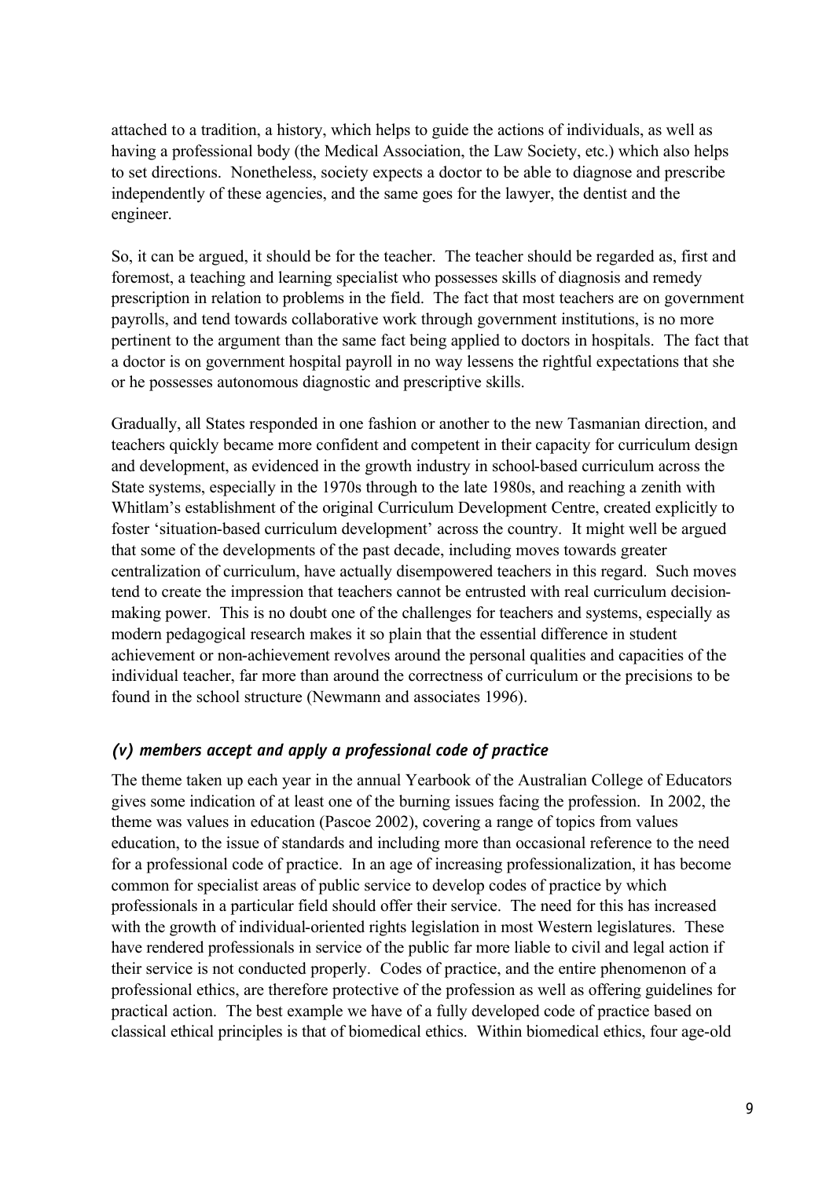attached to a tradition, a history, which helps to guide the actions of individuals, as well as having a professional body (the Medical Association, the Law Society, etc.) which also helps to set directions. Nonetheless, society expects a doctor to be able to diagnose and prescribe independently of these agencies, and the same goes for the lawyer, the dentist and the engineer.

So, it can be argued, it should be for the teacher. The teacher should be regarded as, first and foremost, a teaching and learning specialist who possesses skills of diagnosis and remedy prescription in relation to problems in the field. The fact that most teachers are on government payrolls, and tend towards collaborative work through government institutions, is no more pertinent to the argument than the same fact being applied to doctors in hospitals. The fact that a doctor is on government hospital payroll in no way lessens the rightful expectations that she or he possesses autonomous diagnostic and prescriptive skills.

Gradually, all States responded in one fashion or another to the new Tasmanian direction, and teachers quickly became more confident and competent in their capacity for curriculum design and development, as evidenced in the growth industry in school-based curriculum across the State systems, especially in the 1970s through to the late 1980s, and reaching a zenith with Whitlam's establishment of the original Curriculum Development Centre, created explicitly to foster 'situation-based curriculum development' across the country. It might well be argued that some of the developments of the past decade, including moves towards greater centralization of curriculum, have actually disempowered teachers in this regard. Such moves tend to create the impression that teachers cannot be entrusted with real curriculum decision-making power. This is no doubt one of the challenges for teachers and systems, especially as modern pedagogical research makes it so plain that the essential difference in student achievement or non-achievement revolves around the personal qualities and capacities of the individual teacher, far more than around the correctness of curriculum or the precisions to be found in the school structure (Newmann and associates 1996).

### *(v) members accept and apply a professional code of practice*

The theme taken up each year in the annual Yearbook of the Australian College of Educators gives some indication of at least one of the burning issues facing the profession. In 2002, the theme was values in education (Pascoe 2002), covering a range of topics from values education, to the issue of standards and including more than occasional reference to the need for a professional code of practice. In an age of increasing professionalization, it has become common for specialist areas of public service to develop codes of practice by which professionals in a particular field should offer their service. The need for this has increased with the growth of individual-oriented rights legislation in most Western legislatures. These have rendered professionals in service of the public far more liable to civil and legal action if their service is not conducted properly. Codes of practice, and the entire phenomenon of a professional ethics, are therefore protective of the profession as well as offering guidelines for practical action. The best example we have of a fully developed code of practice based on classical ethical principles is that of biomedical ethics. Within biomedical ethics, four age-old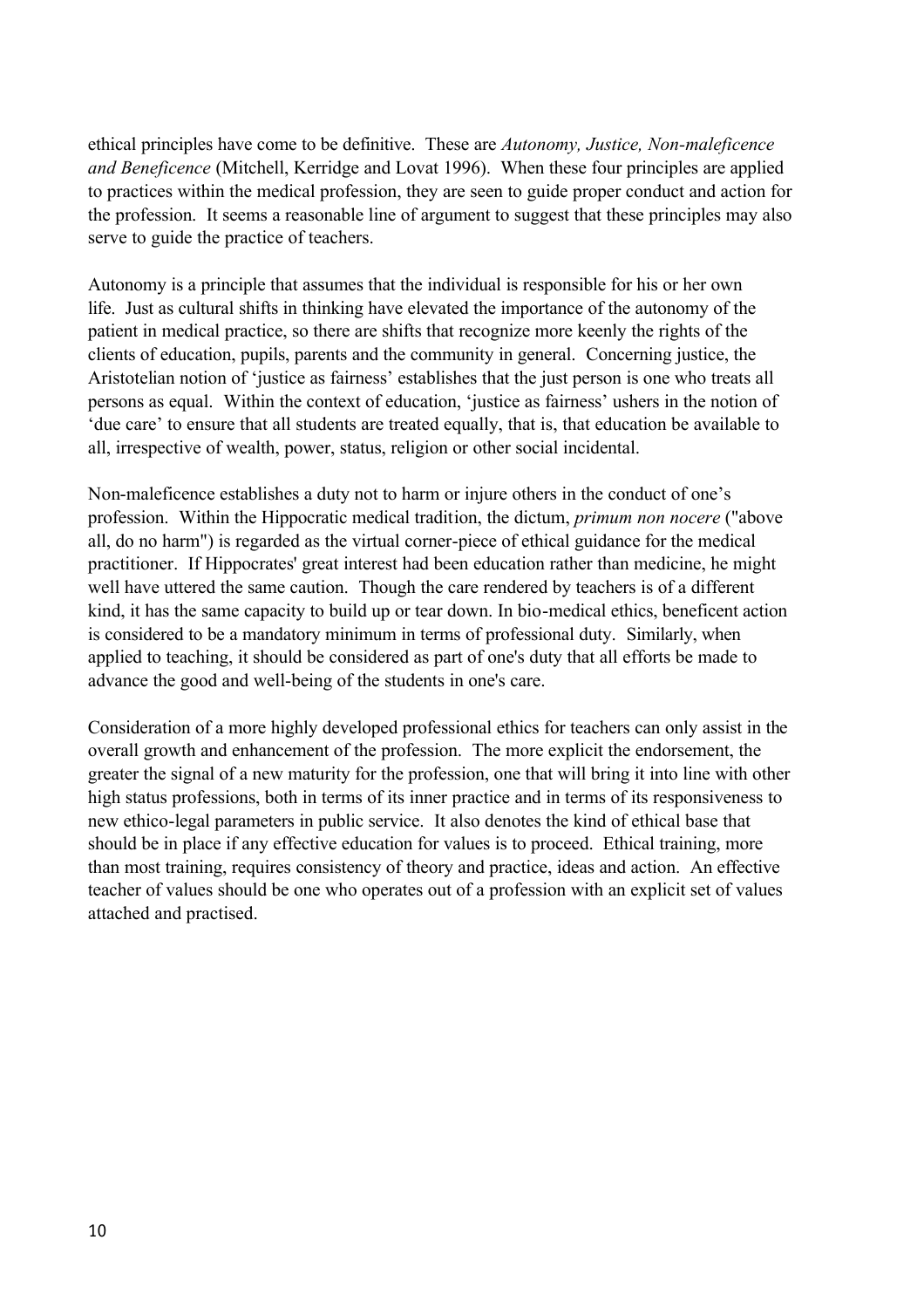ethical principles have come to be definitive. These are *Autonomy, Justice, Non-maleficence and Beneficence* (Mitchell, Kerridge and Lovat 1996). When these four principles are applied to practices within the medical profession, they are seen to guide proper conduct and action for the profession. It seems a reasonable line of argument to suggest that these principles may also serve to guide the practice of teachers.

Autonomy is a principle that assumes that the individual is responsible for his or her own life. Just as cultural shifts in thinking have elevated the importance of the autonomy of the patient in medical practice, so there are shifts that recognize more keenly the rights of the clients of education, pupils, parents and the community in general. Concerning justice, the Aristotelian notion of 'justice as fairness' establishes that the just person is one who treats all persons as equal. Within the context of education, 'justice as fairness' ushers in the notion of 'due care' to ensure that all students are treated equally, that is, that education be available to all, irrespective of wealth, power, status, religion or other social incidental.

Non-maleficence establishes a duty not to harm or injure others in the conduct of one's profession. Within the Hippocratic medical tradition, the dictum, *primum non nocere* ("above all, do no harm") is regarded as the virtual corner-piece of ethical guidance for the medical practitioner. If Hippocrates' great interest had been education rather than medicine, he might well have uttered the same caution. Though the care rendered by teachers is of a different kind, it has the same capacity to build up or tear down. In bio-medical ethics, beneficent action is considered to be a mandatory minimum in terms of professional duty. Similarly, when applied to teaching, it should be considered as part of one's duty that all efforts be made to advance the good and well-being of the students in one's care.

Consideration of a more highly developed professional ethics for teachers can only assist in the overall growth and enhancement of the profession. The more explicit the endorsement, the greater the signal of a new maturity for the profession, one that will bring it into line with other high status professions, both in terms of its inner practice and in terms of its responsiveness to new ethico-legal parameters in public service. It also denotes the kind of ethical base that should be in place if any effective education for values is to proceed. Ethical training, more than most training, requires consistency of theory and practice, ideas and action. An effective teacher of values should be one who operates out of a profession with an explicit set of values attached and practised.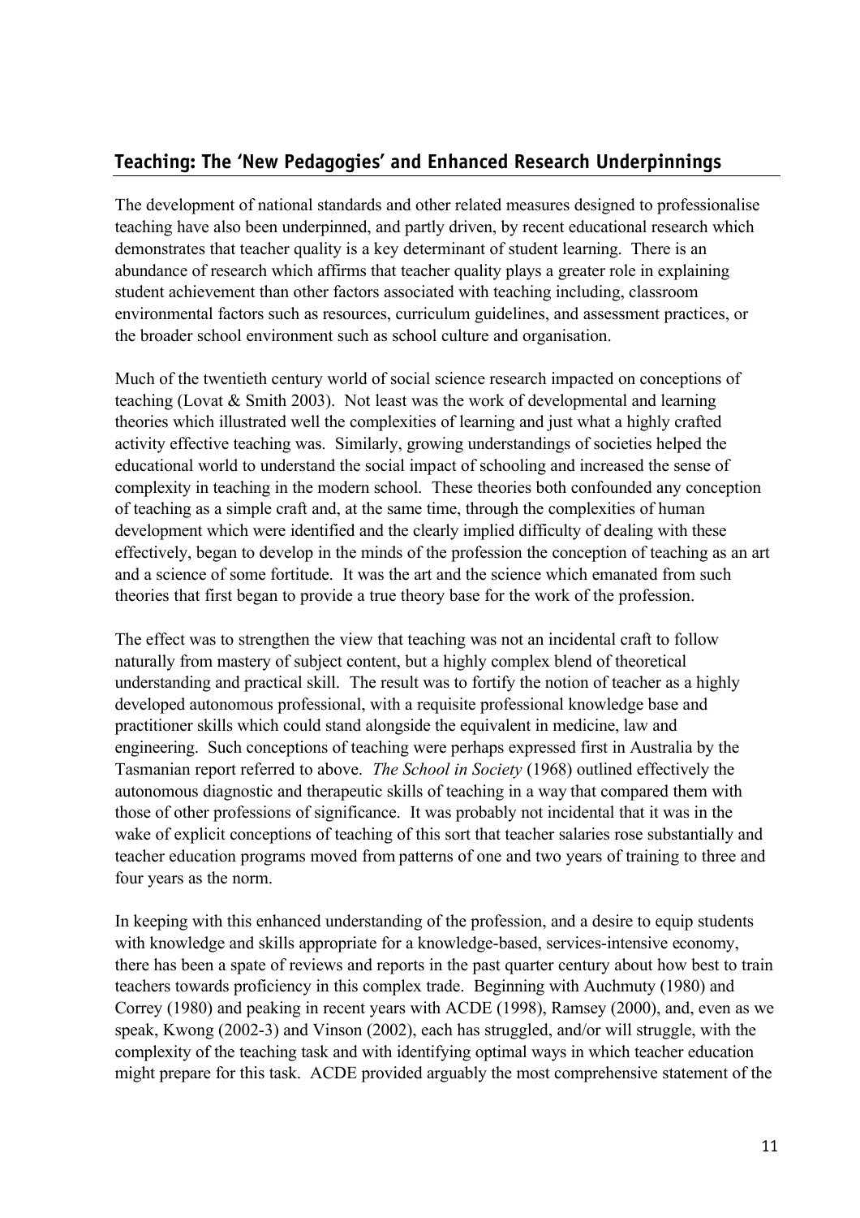## Teaching: The 'New Pedagogies' and Enhanced Research Underpinnings

The development of national standards and other related measures designed to professionalise teaching have also been underpinned, and partly driven, by recent educational research which demonstrates that teacher quality is a key determinant of student learning. There is an abundance of research which affirms that teacher quality plays a greater role in explaining student achievement than other factors associated with teaching including, classroom environmental factors such as resources, curriculum guidelines, and assessment practices, or the broader school environment such as school culture and organisation.

Much of the twentieth century world of social science research impacted on conceptions of teaching (Lovat & Smith 2003). Not least was the work of developmental and learning theories which illustrated well the complexities of learning and just what a highly crafted activity effective teaching was. Similarly, growing understandings of societies helped the educational world to understand the social impact of schooling and increased the sense of complexity in teaching in the modern school. These theories both confounded any conception of teaching as a simple craft and, at the same time, through the complexities of human development which were identified and the clearly implied difficulty of dealing with these effectively, began to develop in the minds of the profession the conception of teaching as an art and a science of some fortitude. It was the art and the science which emanated from such theories that first began to provide a true theory base for the work of the profession.

The effect was to strengthen the view that teaching was not an incidental craft to follow naturally from mastery of subject content, but a highly complex blend of theoretical understanding and practical skill. The result was to fortify the notion of teacher as a highly developed autonomous professional, with a requisite professional knowledge base and practitioner skills which could stand alongside the equivalent in medicine, law and engineering. Such conceptions of teaching were perhaps expressed first in Australia by the Tasmanian report referred to above. *The School in Society* (1968) outlined effectively the autonomous diagnostic and therapeutic skills of teaching in a way that compared them with those of other professions of significance. It was probably not incidental that it was in the wake of explicit conceptions of teaching of this sort that teacher salaries rose substantially and teacher education programs moved from patterns of one and two years of training to three and four years as the norm.

In keeping with this enhanced understanding of the profession, and a desire to equip students with knowledge and skills appropriate for a knowledge-based, services-intensive economy, there has been a spate of reviews and reports in the past quarter century about how best to train teachers towards proficiency in this complex trade. Beginning with Auchmuty (1980) and Correy (1980) and peaking in recent years with ACDE (1998), Ramsey (2000), and, even as we speak, Kwong (2002-3) and Vinson (2002), each has struggled, and/or will struggle, with the complexity of the teaching task and with identifying optimal ways in which teacher education might prepare for this task. ACDE provided arguably the most comprehensive statement of the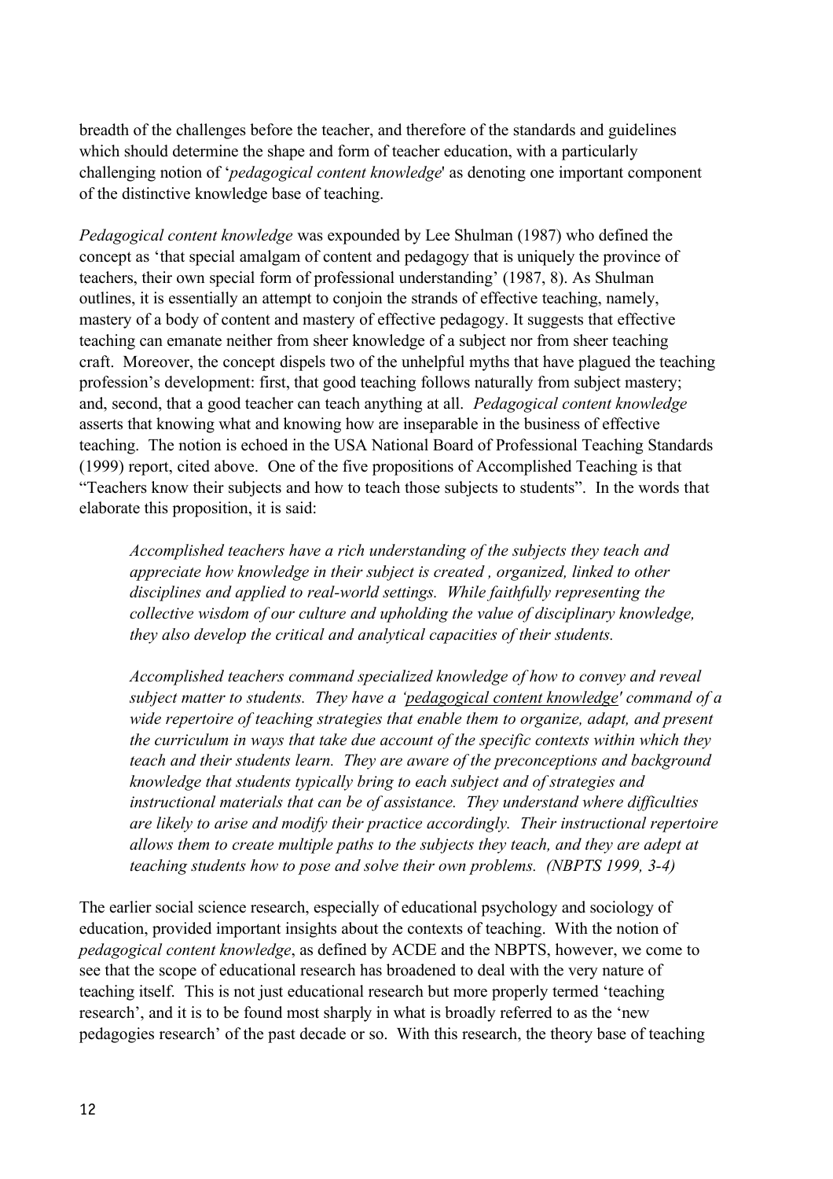breadth of the challenges before the teacher, and therefore of the standards and guidelines which should determine the shape and form of teacher education, with a particularly challenging notion of '*pedagogical content knowledge*' as denoting one important component of the distinctive knowledge base of teaching.

*Pedagogical content knowledge* was expounded by Lee Shulman (1987) who defined the concept as 'that special amalgam of content and pedagogy that is uniquely the province of teachers, their own special form of professional understanding' (1987, 8). As Shulman outlines, it is essentially an attempt to conjoin the strands of effective teaching, namely, mastery of a body of content and mastery of effective pedagogy. It suggests that effective teaching can emanate neither from sheer knowledge of a subject nor from sheer teaching craft. Moreover, the concept dispels two of the unhelpful myths that have plagued the teaching profession's development: first, that good teaching follows naturally from subject mastery; and, second, that a good teacher can teach anything at all. *Pedagogical content knowledge* asserts that knowing what and knowing how are inseparable in the business of effective teaching. The notion is echoed in the USA National Board of Professional Teaching Standards (1999) report, cited above. One of the five propositions of Accomplished Teaching is that "Teachers know their subjects and how to teach those subjects to students". In the words that elaborate this proposition, it is said:

> *Accomplished teachers have a rich understanding of the subjects they teach and appreciate how knowledge in their subject is created , organized, linked to other disciplines and applied to real-world settings. While faithfully representing the collective wisdom of our culture and upholding the value of disciplinary knowledge, they also develop the critical and analytical capacities of their students.*
>
> *Accomplished teachers command specialized knowledge of how to convey and reveal subject matter to students. They have a 'pedagogical content knowledge' command of a wide repertoire of teaching strategies that enable them to organize, adapt, and present the curriculum in ways that take due account of the specific contexts within which they teach and their students learn. They are aware of the preconceptions and background knowledge that students typically bring to each subject and of strategies and instructional materials that can be of assistance. They understand where difficulties are likely to arise and modify their practice accordingly. Their instructional repertoire allows them to create multiple paths to the subjects they teach, and they are adept at teaching students how to pose and solve their own problems. (NBPTS 1999, 3-4)*

The earlier social science research, especially of educational psychology and sociology of education, provided important insights about the contexts of teaching. With the notion of *pedagogical content knowledge*, as defined by ACDE and the NBPTS, however, we come to see that the scope of educational research has broadened to deal with the very nature of teaching itself. This is not just educational research but more properly termed 'teaching research', and it is to be found most sharply in what is broadly referred to as the 'new pedagogies research' of the past decade or so. With this research, the theory base of teaching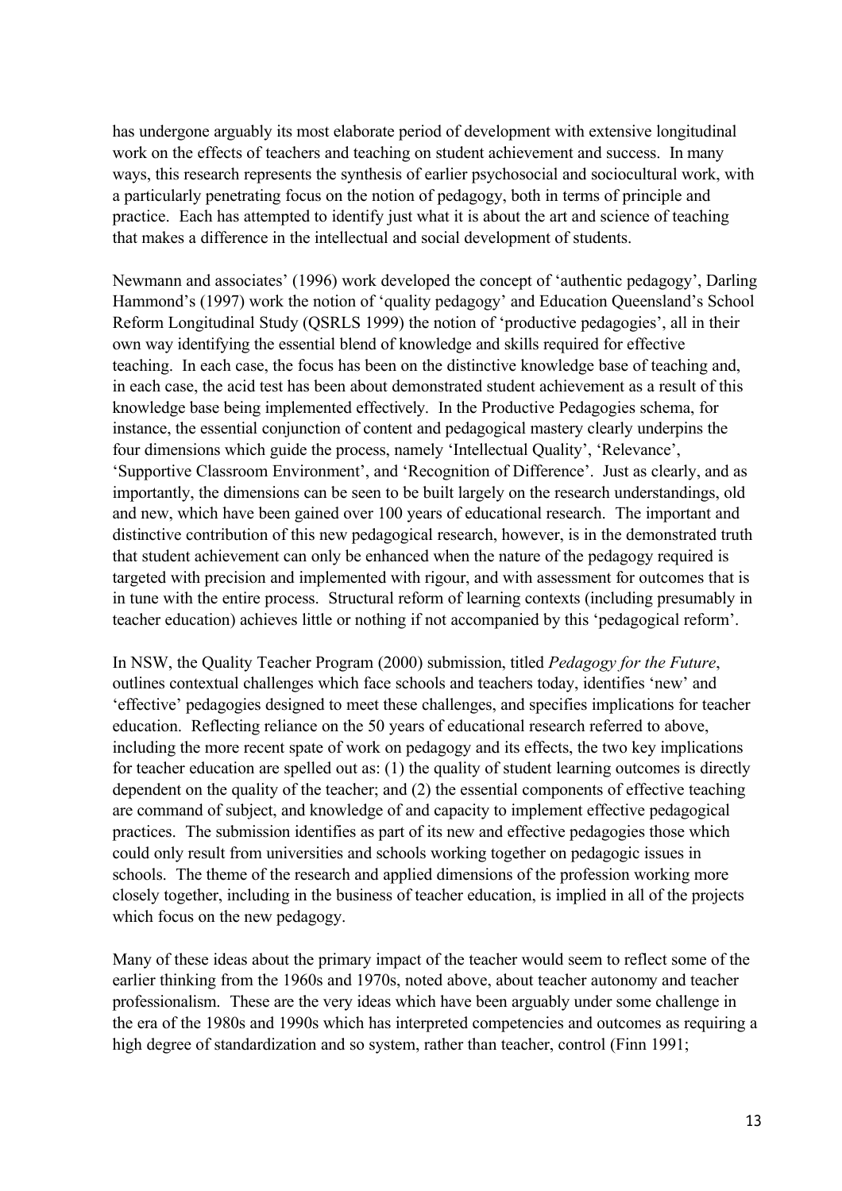has undergone arguably its most elaborate period of development with extensive longitudinal work on the effects of teachers and teaching on student achievement and success. In many ways, this research represents the synthesis of earlier psychosocial and sociocultural work, with a particularly penetrating focus on the notion of pedagogy, both in terms of principle and practice. Each has attempted to identify just what it is about the art and science of teaching that makes a difference in the intellectual and social development of students.

Newmann and associates' (1996) work developed the concept of 'authentic pedagogy', Darling Hammond's (1997) work the notion of 'quality pedagogy' and Education Queensland's School Reform Longitudinal Study (QSRLS 1999) the notion of 'productive pedagogies', all in their own way identifying the essential blend of knowledge and skills required for effective teaching. In each case, the focus has been on the distinctive knowledge base of teaching and, in each case, the acid test has been about demonstrated student achievement as a result of this knowledge base being implemented effectively. In the Productive Pedagogies schema, for instance, the essential conjunction of content and pedagogical mastery clearly underpins the four dimensions which guide the process, namely 'Intellectual Quality', 'Relevance', 'Supportive Classroom Environment', and 'Recognition of Difference'. Just as clearly, and as importantly, the dimensions can be seen to be built largely on the research understandings, old and new, which have been gained over 100 years of educational research. The important and distinctive contribution of this new pedagogical research, however, is in the demonstrated truth that student achievement can only be enhanced when the nature of the pedagogy required is targeted with precision and implemented with rigour, and with assessment for outcomes that is in tune with the entire process. Structural reform of learning contexts (including presumably in teacher education) achieves little or nothing if not accompanied by this 'pedagogical reform'.

In NSW, the Quality Teacher Program (2000) submission, titled *Pedagogy for the Future*, outlines contextual challenges which face schools and teachers today, identifies 'new' and 'effective' pedagogies designed to meet these challenges, and specifies implications for teacher education. Reflecting reliance on the 50 years of educational research referred to above, including the more recent spate of work on pedagogy and its effects, the two key implications for teacher education are spelled out as: (1) the quality of student learning outcomes is directly dependent on the quality of the teacher; and (2) the essential components of effective teaching are command of subject, and knowledge of and capacity to implement effective pedagogical practices. The submission identifies as part of its new and effective pedagogies those which could only result from universities and schools working together on pedagogic issues in schools. The theme of the research and applied dimensions of the profession working more closely together, including in the business of teacher education, is implied in all of the projects which focus on the new pedagogy.

Many of these ideas about the primary impact of the teacher would seem to reflect some of the earlier thinking from the 1960s and 1970s, noted above, about teacher autonomy and teacher professionalism. These are the very ideas which have been arguably under some challenge in the era of the 1980s and 1990s which has interpreted competencies and outcomes as requiring a high degree of standardization and so system, rather than teacher, control (Finn 1991;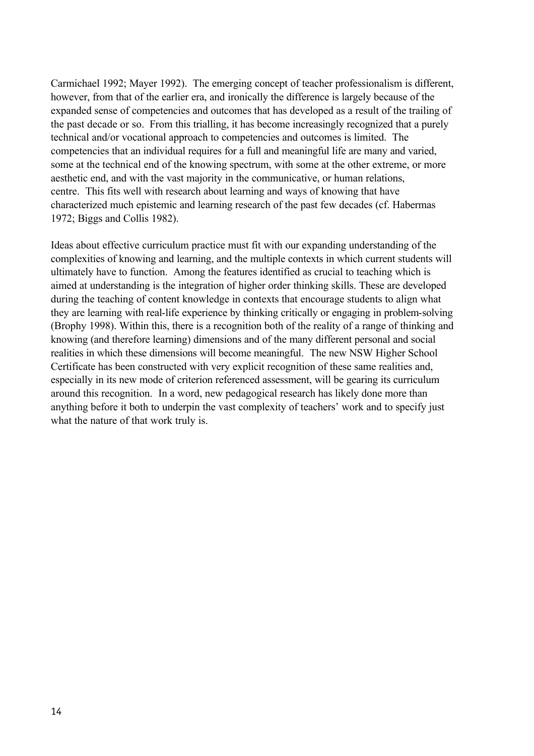Carmichael 1992; Mayer 1992). The emerging concept of teacher professionalism is different, however, from that of the earlier era, and ironically the difference is largely because of the expanded sense of competencies and outcomes that has developed as a result of the trailing of the past decade or so. From this trialling, it has become increasingly recognized that a purely technical and/or vocational approach to competencies and outcomes is limited. The competencies that an individual requires for a full and meaningful life are many and varied, some at the technical end of the knowing spectrum, with some at the other extreme, or more aesthetic end, and with the vast majority in the communicative, or human relations, centre. This fits well with research about learning and ways of knowing that have characterized much epistemic and learning research of the past few decades (cf. Habermas 1972; Biggs and Collis 1982).

Ideas about effective curriculum practice must fit with our expanding understanding of the complexities of knowing and learning, and the multiple contexts in which current students will ultimately have to function. Among the features identified as crucial to teaching which is aimed at understanding is the integration of higher order thinking skills. These are developed during the teaching of content knowledge in contexts that encourage students to align what they are learning with real-life experience by thinking critically or engaging in problem-solving (Brophy 1998). Within this, there is a recognition both of the reality of a range of thinking and knowing (and therefore learning) dimensions and of the many different personal and social realities in which these dimensions will become meaningful. The new NSW Higher School Certificate has been constructed with very explicit recognition of these same realities and, especially in its new mode of criterion referenced assessment, will be gearing its curriculum around this recognition. In a word, new pedagogical research has likely done more than anything before it both to underpin the vast complexity of teachers' work and to specify just what the nature of that work truly is.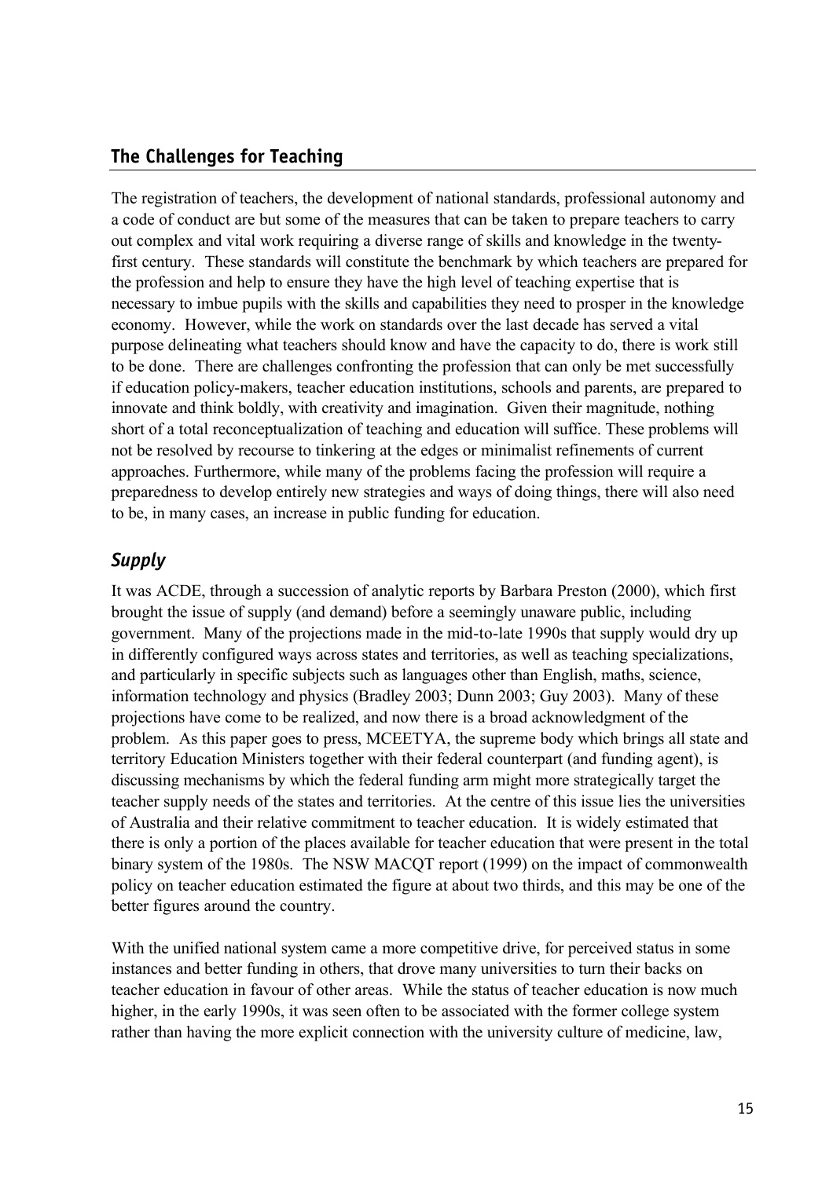## The Challenges for Teaching

The registration of teachers, the development of national standards, professional autonomy and a code of conduct are but some of the measures that can be taken to prepare teachers to carry out complex and vital work requiring a diverse range of skills and knowledge in the twenty-first century. These standards will constitute the benchmark by which teachers are prepared for the profession and help to ensure they have the high level of teaching expertise that is necessary to imbue pupils with the skills and capabilities they need to prosper in the knowledge economy. However, while the work on standards over the last decade has served a vital purpose delineating what teachers should know and have the capacity to do, there is work still to be done. There are challenges confronting the profession that can only be met successfully if education policy-makers, teacher education institutions, schools and parents, are prepared to innovate and think boldly, with creativity and imagination. Given their magnitude, nothing short of a total reconceptualization of teaching and education will suffice. These problems will not be resolved by recourse to tinkering at the edges or minimalist refinements of current approaches. Furthermore, while many of the problems facing the profession will require a preparedness to develop entirely new strategies and ways of doing things, there will also need to be, in many cases, an increase in public funding for education.

### *Supply*

It was ACDE, through a succession of analytic reports by Barbara Preston (2000), which first brought the issue of supply (and demand) before a seemingly unaware public, including government. Many of the projections made in the mid-to-late 1990s that supply would dry up in differently configured ways across states and territories, as well as teaching specializations, and particularly in specific subjects such as languages other than English, maths, science, information technology and physics (Bradley 2003; Dunn 2003; Guy 2003). Many of these projections have come to be realized, and now there is a broad acknowledgment of the problem. As this paper goes to press, MCEETYA, the supreme body which brings all state and territory Education Ministers together with their federal counterpart (and funding agent), is discussing mechanisms by which the federal funding arm might more strategically target the teacher supply needs of the states and territories. At the centre of this issue lies the universities of Australia and their relative commitment to teacher education. It is widely estimated that there is only a portion of the places available for teacher education that were present in the total binary system of the 1980s. The NSW MACQT report (1999) on the impact of commonwealth policy on teacher education estimated the figure at about two thirds, and this may be one of the better figures around the country.

With the unified national system came a more competitive drive, for perceived status in some instances and better funding in others, that drove many universities to turn their backs on teacher education in favour of other areas. While the status of teacher education is now much higher, in the early 1990s, it was seen often to be associated with the former college system rather than having the more explicit connection with the university culture of medicine, law,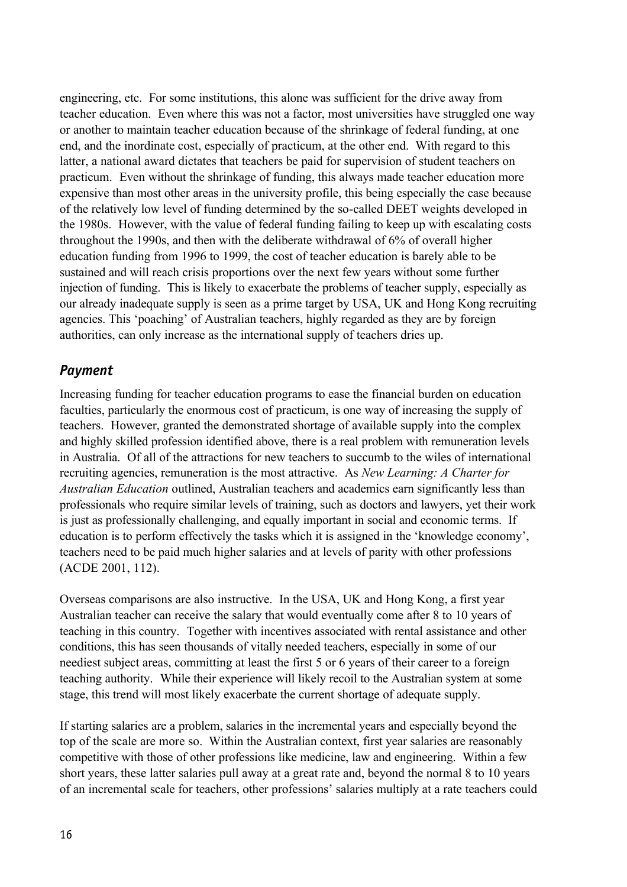engineering, etc. For some institutions, this alone was sufficient for the drive away from teacher education. Even where this was not a factor, most universities have struggled one way or another to maintain teacher education because of the shrinkage of federal funding, at one end, and the inordinate cost, especially of practicum, at the other end. With regard to this latter, a national award dictates that teachers be paid for supervision of student teachers on practicum. Even without the shrinkage of funding, this always made teacher education more expensive than most other areas in the university profile, this being especially the case because of the relatively low level of funding determined by the so-called DEET weights developed in the 1980s. However, with the value of federal funding failing to keep up with escalating costs throughout the 1990s, and then with the deliberate withdrawal of 6% of overall higher education funding from 1996 to 1999, the cost of teacher education is barely able to be sustained and will reach crisis proportions over the next few years without some further injection of funding. This is likely to exacerbate the problems of teacher supply, especially as our already inadequate supply is seen as a prime target by USA, UK and Hong Kong recruiting agencies. This 'poaching' of Australian teachers, highly regarded as they are by foreign authorities, can only increase as the international supply of teachers dries up.

## *Payment*

Increasing funding for teacher education programs to ease the financial burden on education faculties, particularly the enormous cost of practicum, is one way of increasing the supply of teachers. However, granted the demonstrated shortage of available supply into the complex and highly skilled profession identified above, there is a real problem with remuneration levels in Australia. Of all of the attractions for new teachers to succumb to the wiles of international recruiting agencies, remuneration is the most attractive. As *New Learning: A Charter for Australian Education* outlined, Australian teachers and academics earn significantly less than professionals who require similar levels of training, such as doctors and lawyers, yet their work is just as professionally challenging, and equally important in social and economic terms. If education is to perform effectively the tasks which it is assigned in the 'knowledge economy', teachers need to be paid much higher salaries and at levels of parity with other professions (ACDE 2001, 112).

Overseas comparisons are also instructive. In the USA, UK and Hong Kong, a first year Australian teacher can receive the salary that would eventually come after 8 to 10 years of teaching in this country. Together with incentives associated with rental assistance and other conditions, this has seen thousands of vitally needed teachers, especially in some of our neediest subject areas, committing at least the first 5 or 6 years of their career to a foreign teaching authority. While their experience will likely recoil to the Australian system at some stage, this trend will most likely exacerbate the current shortage of adequate supply.

If starting salaries are a problem, salaries in the incremental years and especially beyond the top of the scale are more so. Within the Australian context, first year salaries are reasonably competitive with those of other professions like medicine, law and engineering. Within a few short years, these latter salaries pull away at a great rate and, beyond the normal 8 to 10 years of an incremental scale for teachers, other professions' salaries multiply at a rate teachers could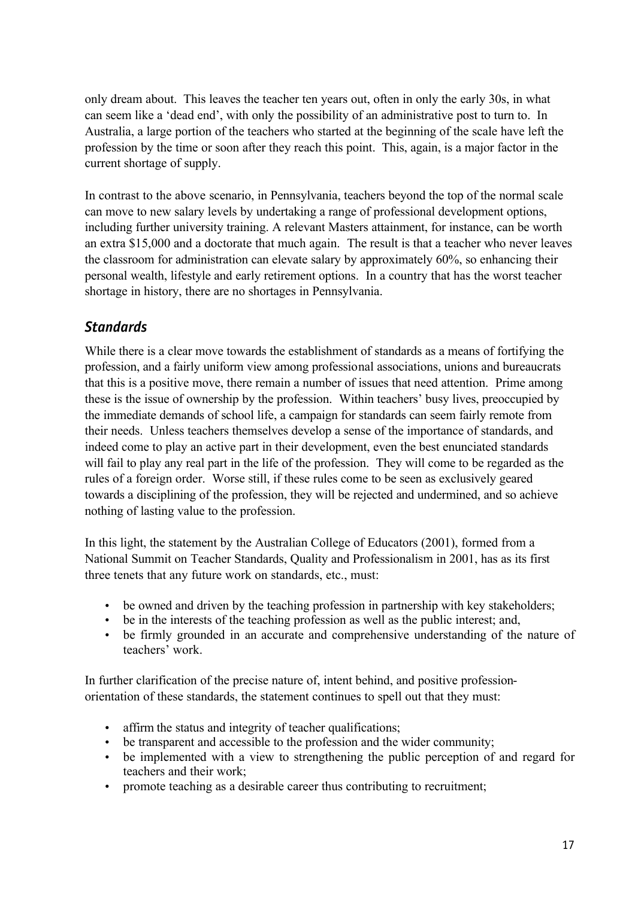only dream about. This leaves the teacher ten years out, often in only the early 30s, in what can seem like a 'dead end', with only the possibility of an administrative post to turn to. In Australia, a large portion of the teachers who started at the beginning of the scale have left the profession by the time or soon after they reach this point. This, again, is a major factor in the current shortage of supply.

In contrast to the above scenario, in Pennsylvania, teachers beyond the top of the normal scale can move to new salary levels by undertaking a range of professional development options, including further university training. A relevant Masters attainment, for instance, can be worth an extra $15,000 and a doctorate that much again. The result is that a teacher who never leaves the classroom for administration can elevate salary by approximately 60%, so enhancing their personal wealth, lifestyle and early retirement options. In a country that has the worst teacher shortage in history, there are no shortages in Pennsylvania.

## *Standards*

While there is a clear move towards the establishment of standards as a means of fortifying the profession, and a fairly uniform view among professional associations, unions and bureaucrats that this is a positive move, there remain a number of issues that need attention. Prime among these is the issue of ownership by the profession. Within teachers' busy lives, preoccupied by the immediate demands of school life, a campaign for standards can seem fairly remote from their needs. Unless teachers themselves develop a sense of the importance of standards, and indeed come to play an active part in their development, even the best enunciated standards will fail to play any real part in the life of the profession. They will come to be regarded as the rules of a foreign order. Worse still, if these rules come to be seen as exclusively geared towards a disciplining of the profession, they will be rejected and undermined, and so achieve nothing of lasting value to the profession.

In this light, the statement by the Australian College of Educators (2001), formed from a National Summit on Teacher Standards, Quality and Professionalism in 2001, has as its first three tenets that any future work on standards, etc., must:

- be owned and driven by the teaching profession in partnership with key stakeholders;
- be in the interests of the teaching profession as well as the public interest; and,
- be firmly grounded in an accurate and comprehensive understanding of the nature of teachers' work.

In further clarification of the precise nature of, intent behind, and positive profession-orientation of these standards, the statement continues to spell out that they must:

- affirm the status and integrity of teacher qualifications;
- be transparent and accessible to the profession and the wider community;
- be implemented with a view to strengthening the public perception of and regard for teachers and their work;
- promote teaching as a desirable career thus contributing to recruitment;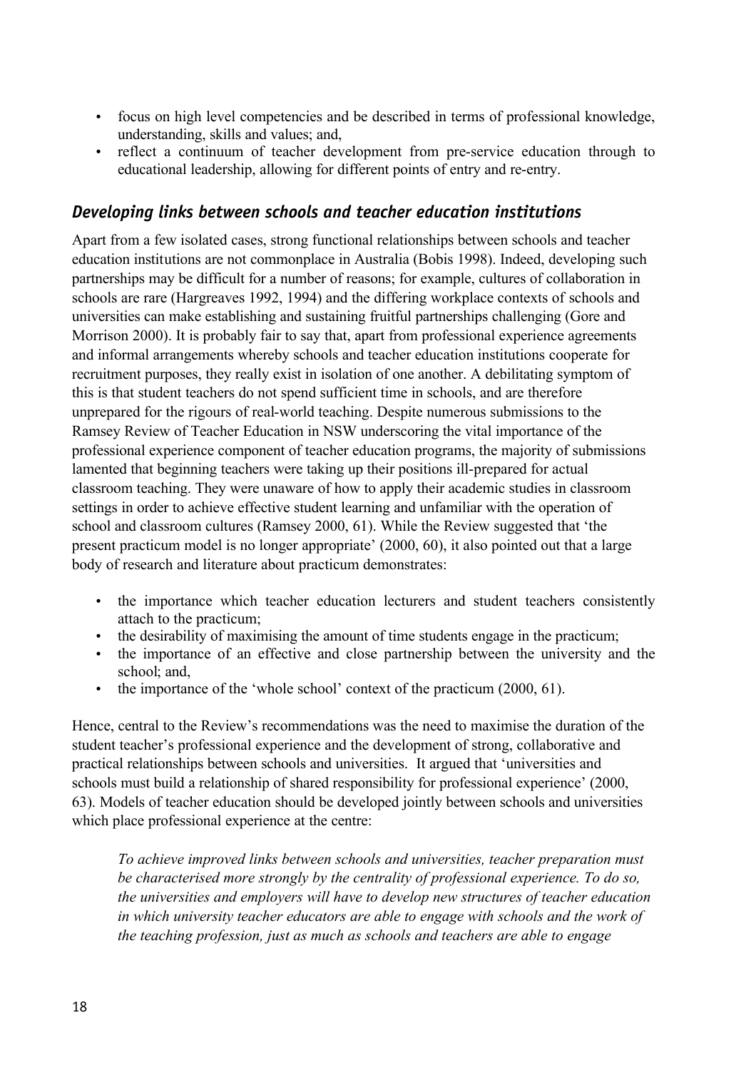- focus on high level competencies and be described in terms of professional knowledge, understanding, skills and values; and,
- reflect a continuum of teacher development from pre-service education through to educational leadership, allowing for different points of entry and re-entry.

### *Developing links between schools and teacher education institutions*

Apart from a few isolated cases, strong functional relationships between schools and teacher education institutions are not commonplace in Australia (Bobis 1998). Indeed, developing such partnerships may be difficult for a number of reasons; for example, cultures of collaboration in schools are rare (Hargreaves 1992, 1994) and the differing workplace contexts of schools and universities can make establishing and sustaining fruitful partnerships challenging (Gore and Morrison 2000). It is probably fair to say that, apart from professional experience agreements and informal arrangements whereby schools and teacher education institutions cooperate for recruitment purposes, they really exist in isolation of one another. A debilitating symptom of this is that student teachers do not spend sufficient time in schools, and are therefore unprepared for the rigours of real-world teaching. Despite numerous submissions to the Ramsey Review of Teacher Education in NSW underscoring the vital importance of the professional experience component of teacher education programs, the majority of submissions lamented that beginning teachers were taking up their positions ill-prepared for actual classroom teaching. They were unaware of how to apply their academic studies in classroom settings in order to achieve effective student learning and unfamiliar with the operation of school and classroom cultures (Ramsey 2000, 61). While the Review suggested that 'the present practicum model is no longer appropriate' (2000, 60), it also pointed out that a large body of research and literature about practicum demonstrates:

- the importance which teacher education lecturers and student teachers consistently attach to the practicum;
- the desirability of maximising the amount of time students engage in the practicum;
- the importance of an effective and close partnership between the university and the school; and,
- the importance of the 'whole school' context of the practicum (2000, 61).

Hence, central to the Review's recommendations was the need to maximise the duration of the student teacher's professional experience and the development of strong, collaborative and practical relationships between schools and universities. It argued that 'universities and schools must build a relationship of shared responsibility for professional experience' (2000, 63). Models of teacher education should be developed jointly between schools and universities which place professional experience at the centre:

> *To achieve improved links between schools and universities, teacher preparation must be characterised more strongly by the centrality of professional experience. To do so, the universities and employers will have to develop new structures of teacher education in which university teacher educators are able to engage with schools and the work of the teaching profession, just as much as schools and teachers are able to engage*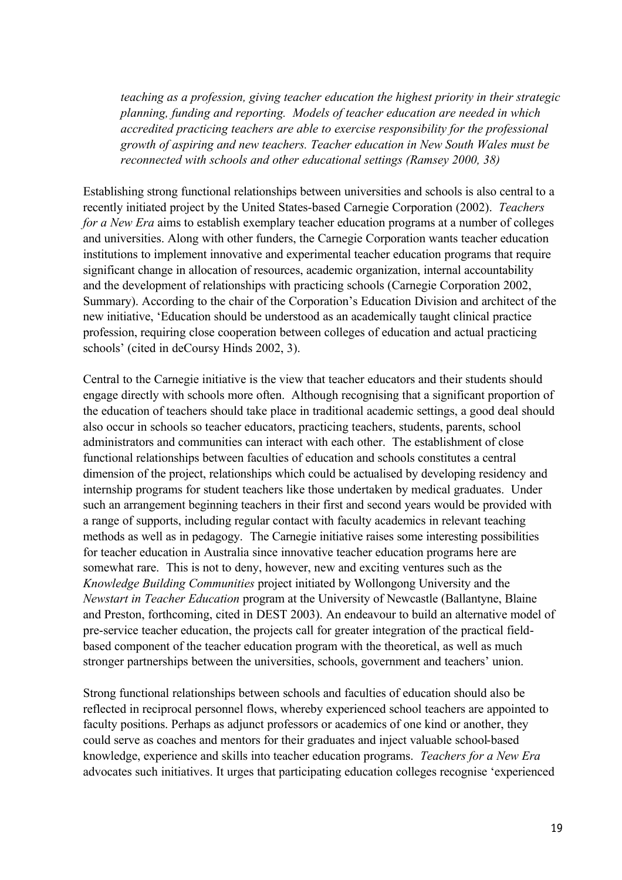*teaching as a profession, giving teacher education the highest priority in their strategic planning, funding and reporting. Models of teacher education are needed in which accredited practicing teachers are able to exercise responsibility for the professional growth of aspiring and new teachers. Teacher education in New South Wales must be reconnected with schools and other educational settings (Ramsey 2000, 38)*

Establishing strong functional relationships between universities and schools is also central to a recently initiated project by the United States-based Carnegie Corporation (2002). *Teachers for a New Era* aims to establish exemplary teacher education programs at a number of colleges and universities. Along with other funders, the Carnegie Corporation wants teacher education institutions to implement innovative and experimental teacher education programs that require significant change in allocation of resources, academic organization, internal accountability and the development of relationships with practicing schools (Carnegie Corporation 2002, Summary). According to the chair of the Corporation's Education Division and architect of the new initiative, 'Education should be understood as an academically taught clinical practice profession, requiring close cooperation between colleges of education and actual practicing schools' (cited in deCoursy Hinds 2002, 3).

Central to the Carnegie initiative is the view that teacher educators and their students should engage directly with schools more often. Although recognising that a significant proportion of the education of teachers should take place in traditional academic settings, a good deal should also occur in schools so teacher educators, practicing teachers, students, parents, school administrators and communities can interact with each other. The establishment of close functional relationships between faculties of education and schools constitutes a central dimension of the project, relationships which could be actualised by developing residency and internship programs for student teachers like those undertaken by medical graduates. Under such an arrangement beginning teachers in their first and second years would be provided with a range of supports, including regular contact with faculty academics in relevant teaching methods as well as in pedagogy. The Carnegie initiative raises some interesting possibilities for teacher education in Australia since innovative teacher education programs here are somewhat rare. This is not to deny, however, new and exciting ventures such as the *Knowledge Building Communities* project initiated by Wollongong University and the *Newstart in Teacher Education* program at the University of Newcastle (Ballantyne, Blaine and Preston, forthcoming, cited in DEST 2003). An endeavour to build an alternative model of pre-service teacher education, the projects call for greater integration of the practical field-based component of the teacher education program with the theoretical, as well as much stronger partnerships between the universities, schools, government and teachers' union.

Strong functional relationships between schools and faculties of education should also be reflected in reciprocal personnel flows, whereby experienced school teachers are appointed to faculty positions. Perhaps as adjunct professors or academics of one kind or another, they could serve as coaches and mentors for their graduates and inject valuable school-based knowledge, experience and skills into teacher education programs. *Teachers for a New Era* advocates such initiatives. It urges that participating education colleges recognise 'experienced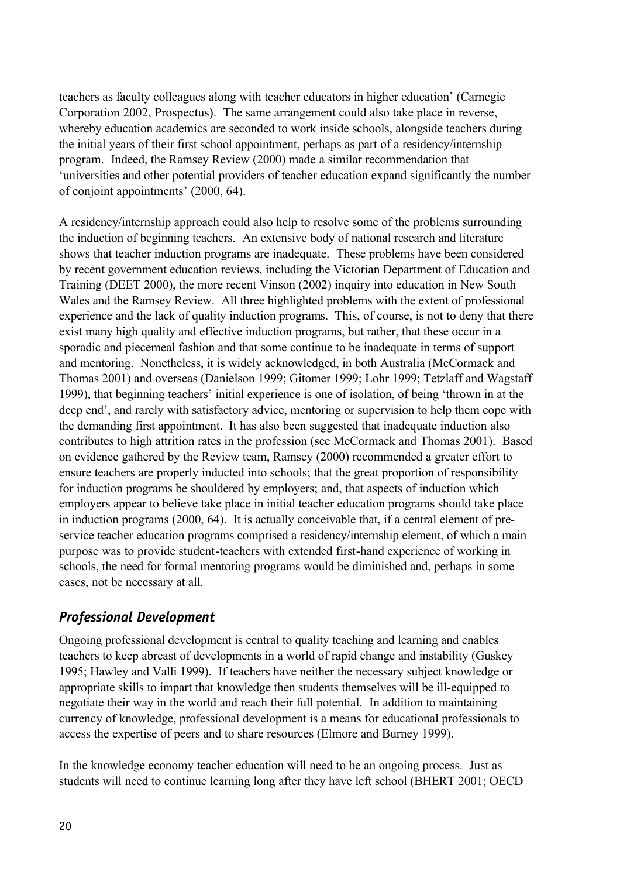teachers as faculty colleagues along with teacher educators in higher education' (Carnegie Corporation 2002, Prospectus). The same arrangement could also take place in reverse, whereby education academics are seconded to work inside schools, alongside teachers during the initial years of their first school appointment, perhaps as part of a residency/internship program. Indeed, the Ramsey Review (2000) made a similar recommendation that 'universities and other potential providers of teacher education expand significantly the number of conjoint appointments' (2000, 64).

A residency/internship approach could also help to resolve some of the problems surrounding the induction of beginning teachers. An extensive body of national research and literature shows that teacher induction programs are inadequate. These problems have been considered by recent government education reviews, including the Victorian Department of Education and Training (DEET 2000), the more recent Vinson (2002) inquiry into education in New South Wales and the Ramsey Review. All three highlighted problems with the extent of professional experience and the lack of quality induction programs. This, of course, is not to deny that there exist many high quality and effective induction programs, but rather, that these occur in a sporadic and piecemeal fashion and that some continue to be inadequate in terms of support and mentoring. Nonetheless, it is widely acknowledged, in both Australia (McCormack and Thomas 2001) and overseas (Danielson 1999; Gitomer 1999; Lohr 1999; Tetzlaff and Wagstaff 1999), that beginning teachers' initial experience is one of isolation, of being 'thrown in at the deep end', and rarely with satisfactory advice, mentoring or supervision to help them cope with the demanding first appointment. It has also been suggested that inadequate induction also contributes to high attrition rates in the profession (see McCormack and Thomas 2001). Based on evidence gathered by the Review team, Ramsey (2000) recommended a greater effort to ensure teachers are properly inducted into schools; that the great proportion of responsibility for induction programs be shouldered by employers; and, that aspects of induction which employers appear to believe take place in initial teacher education programs should take place in induction programs (2000, 64). It is actually conceivable that, if a central element of pre-service teacher education programs comprised a residency/internship element, of which a main purpose was to provide student-teachers with extended first-hand experience of working in schools, the need for formal mentoring programs would be diminished and, perhaps in some cases, not be necessary at all.

## *Professional Development*

Ongoing professional development is central to quality teaching and learning and enables teachers to keep abreast of developments in a world of rapid change and instability (Guskey 1995; Hawley and Valli 1999). If teachers have neither the necessary subject knowledge or appropriate skills to impart that knowledge then students themselves will be ill-equipped to negotiate their way in the world and reach their full potential. In addition to maintaining currency of knowledge, professional development is a means for educational professionals to access the expertise of peers and to share resources (Elmore and Burney 1999).

In the knowledge economy teacher education will need to be an ongoing process. Just as students will need to continue learning long after they have left school (BHERT 2001; OECD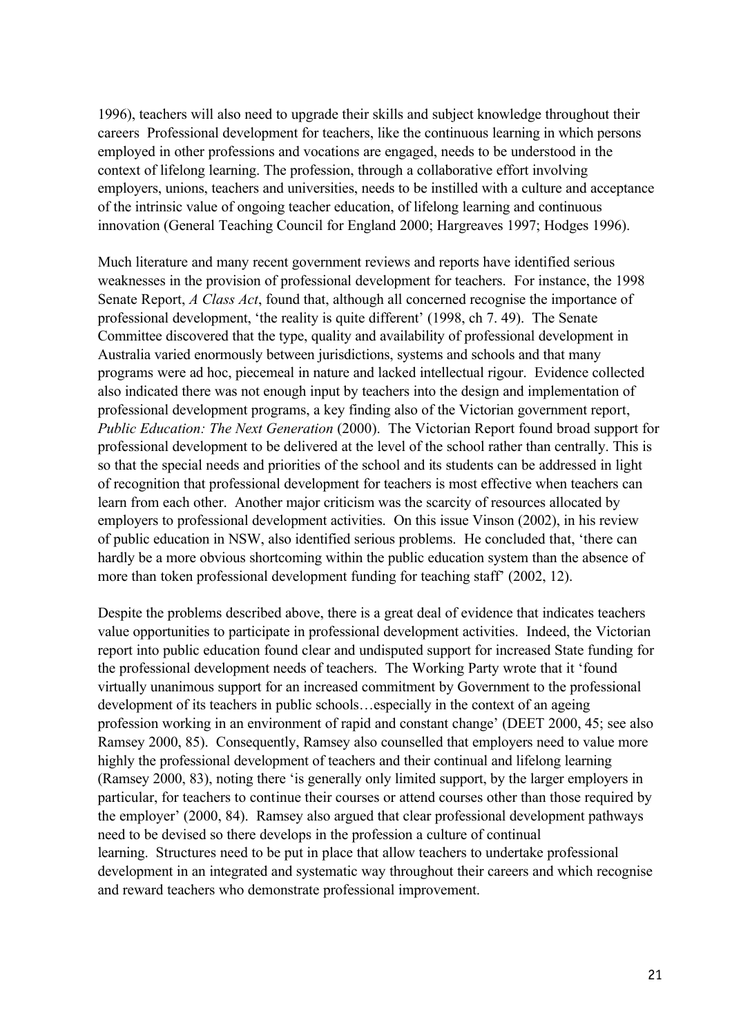1996), teachers will also need to upgrade their skills and subject knowledge throughout their careers Professional development for teachers, like the continuous learning in which persons employed in other professions and vocations are engaged, needs to be understood in the context of lifelong learning. The profession, through a collaborative effort involving employers, unions, teachers and universities, needs to be instilled with a culture and acceptance of the intrinsic value of ongoing teacher education, of lifelong learning and continuous innovation (General Teaching Council for England 2000; Hargreaves 1997; Hodges 1996).

Much literature and many recent government reviews and reports have identified serious weaknesses in the provision of professional development for teachers. For instance, the 1998 Senate Report, *A Class Act*, found that, although all concerned recognise the importance of professional development, 'the reality is quite different' (1998, ch 7. 49). The Senate Committee discovered that the type, quality and availability of professional development in Australia varied enormously between jurisdictions, systems and schools and that many programs were ad hoc, piecemeal in nature and lacked intellectual rigour. Evidence collected also indicated there was not enough input by teachers into the design and implementation of professional development programs, a key finding also of the Victorian government report, *Public Education: The Next Generation* (2000). The Victorian Report found broad support for professional development to be delivered at the level of the school rather than centrally. This is so that the special needs and priorities of the school and its students can be addressed in light of recognition that professional development for teachers is most effective when teachers can learn from each other. Another major criticism was the scarcity of resources allocated by employers to professional development activities. On this issue Vinson (2002), in his review of public education in NSW, also identified serious problems. He concluded that, 'there can hardly be a more obvious shortcoming within the public education system than the absence of more than token professional development funding for teaching staff' (2002, 12).

Despite the problems described above, there is a great deal of evidence that indicates teachers value opportunities to participate in professional development activities. Indeed, the Victorian report into public education found clear and undisputed support for increased State funding for the professional development needs of teachers. The Working Party wrote that it 'found virtually unanimous support for an increased commitment by Government to the professional development of its teachers in public schools…especially in the context of an ageing profession working in an environment of rapid and constant change' (DEET 2000, 45; see also Ramsey 2000, 85). Consequently, Ramsey also counselled that employers need to value more highly the professional development of teachers and their continual and lifelong learning (Ramsey 2000, 83), noting there 'is generally only limited support, by the larger employers in particular, for teachers to continue their courses or attend courses other than those required by the employer' (2000, 84). Ramsey also argued that clear professional development pathways need to be devised so there develops in the profession a culture of continual learning. Structures need to be put in place that allow teachers to undertake professional development in an integrated and systematic way throughout their careers and which recognise and reward teachers who demonstrate professional improvement.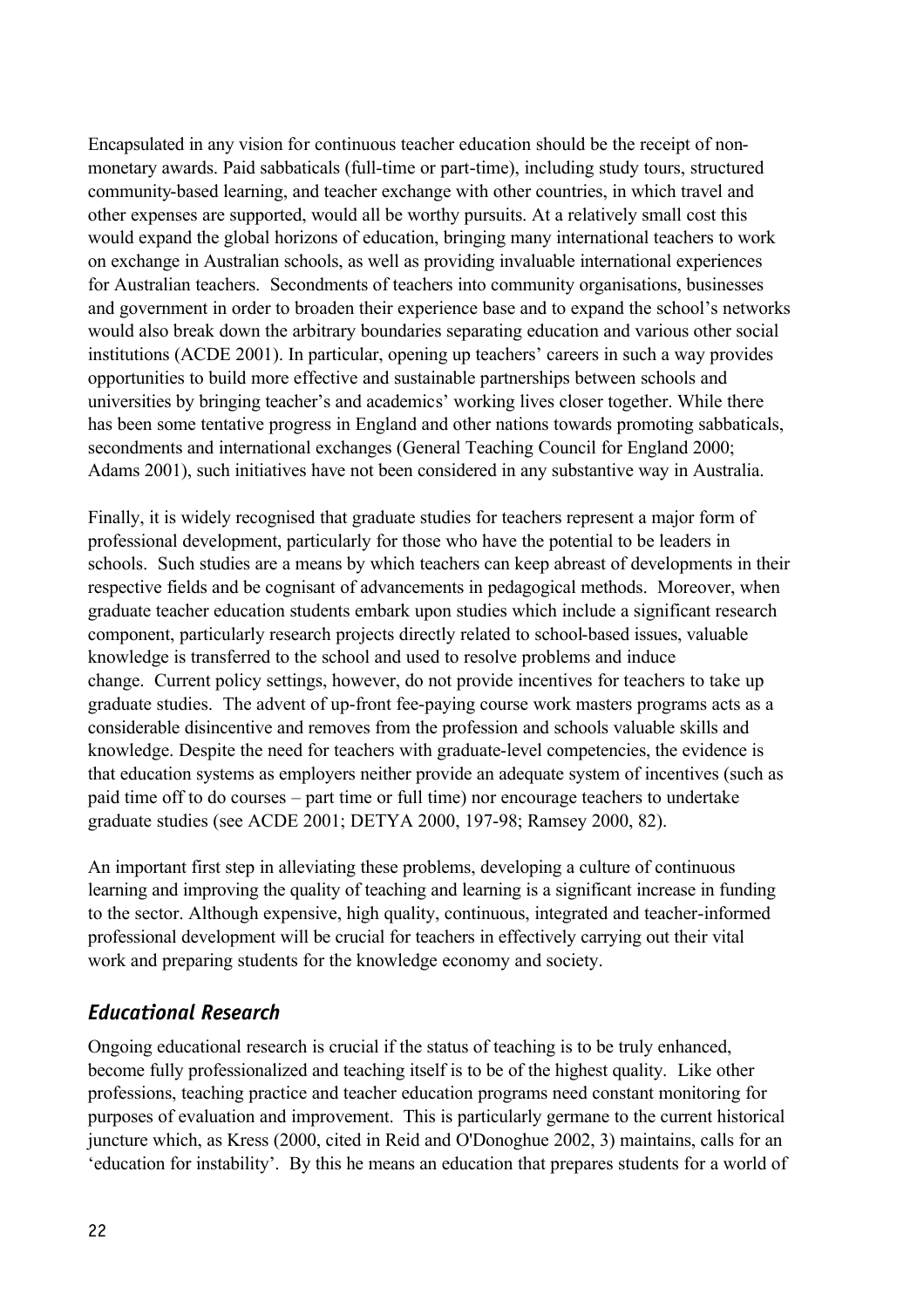Encapsulated in any vision for continuous teacher education should be the receipt of non-monetary awards. Paid sabbaticals (full-time or part-time), including study tours, structured community-based learning, and teacher exchange with other countries, in which travel and other expenses are supported, would all be worthy pursuits. At a relatively small cost this would expand the global horizons of education, bringing many international teachers to work on exchange in Australian schools, as well as providing invaluable international experiences for Australian teachers. Secondments of teachers into community organisations, businesses and government in order to broaden their experience base and to expand the school's networks would also break down the arbitrary boundaries separating education and various other social institutions (ACDE 2001). In particular, opening up teachers' careers in such a way provides opportunities to build more effective and sustainable partnerships between schools and universities by bringing teacher's and academics' working lives closer together. While there has been some tentative progress in England and other nations towards promoting sabbaticals, secondments and international exchanges (General Teaching Council for England 2000; Adams 2001), such initiatives have not been considered in any substantive way in Australia.

Finally, it is widely recognised that graduate studies for teachers represent a major form of professional development, particularly for those who have the potential to be leaders in schools. Such studies are a means by which teachers can keep abreast of developments in their respective fields and be cognisant of advancements in pedagogical methods. Moreover, when graduate teacher education students embark upon studies which include a significant research component, particularly research projects directly related to school-based issues, valuable knowledge is transferred to the school and used to resolve problems and induce change. Current policy settings, however, do not provide incentives for teachers to take up graduate studies. The advent of up-front fee-paying course work masters programs acts as a considerable disincentive and removes from the profession and schools valuable skills and knowledge. Despite the need for teachers with graduate-level competencies, the evidence is that education systems as employers neither provide an adequate system of incentives (such as paid time off to do courses – part time or full time) nor encourage teachers to undertake graduate studies (see ACDE 2001; DETYA 2000, 197-98; Ramsey 2000, 82).

An important first step in alleviating these problems, developing a culture of continuous learning and improving the quality of teaching and learning is a significant increase in funding to the sector. Although expensive, high quality, continuous, integrated and teacher-informed professional development will be crucial for teachers in effectively carrying out their vital work and preparing students for the knowledge economy and society.

## *Educational Research*

Ongoing educational research is crucial if the status of teaching is to be truly enhanced, become fully professionalized and teaching itself is to be of the highest quality. Like other professions, teaching practice and teacher education programs need constant monitoring for purposes of evaluation and improvement. This is particularly germane to the current historical juncture which, as Kress (2000, cited in Reid and O'Donoghue 2002, 3) maintains, calls for an 'education for instability'. By this he means an education that prepares students for a world of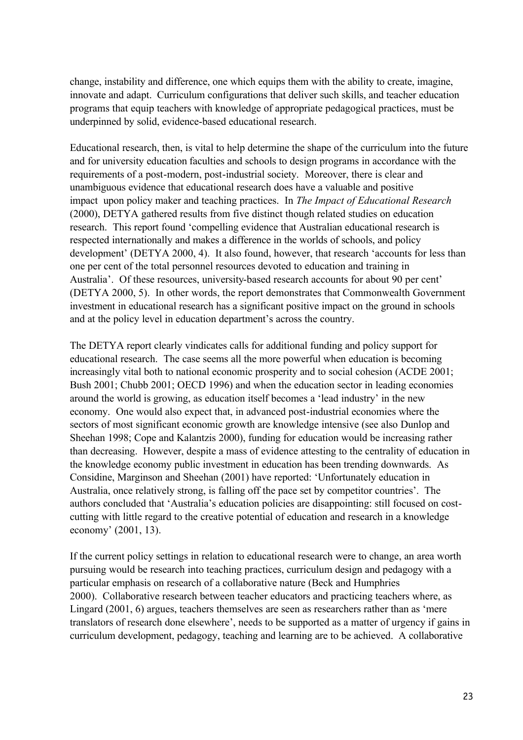change, instability and difference, one which equips them with the ability to create, imagine, innovate and adapt. Curriculum configurations that deliver such skills, and teacher education programs that equip teachers with knowledge of appropriate pedagogical practices, must be underpinned by solid, evidence-based educational research.

Educational research, then, is vital to help determine the shape of the curriculum into the future and for university education faculties and schools to design programs in accordance with the requirements of a post-modern, post-industrial society. Moreover, there is clear and unambiguous evidence that educational research does have a valuable and positive impact upon policy maker and teaching practices. In *The Impact of Educational Research* (2000), DETYA gathered results from five distinct though related studies on education research. This report found 'compelling evidence that Australian educational research is respected internationally and makes a difference in the worlds of schools, and policy development' (DETYA 2000, 4). It also found, however, that research 'accounts for less than one per cent of the total personnel resources devoted to education and training in Australia'. Of these resources, university-based research accounts for about 90 per cent' (DETYA 2000, 5). In other words, the report demonstrates that Commonwealth Government investment in educational research has a significant positive impact on the ground in schools and at the policy level in education department's across the country.

The DETYA report clearly vindicates calls for additional funding and policy support for educational research. The case seems all the more powerful when education is becoming increasingly vital both to national economic prosperity and to social cohesion (ACDE 2001; Bush 2001; Chubb 2001; OECD 1996) and when the education sector in leading economies around the world is growing, as education itself becomes a 'lead industry' in the new economy. One would also expect that, in advanced post-industrial economies where the sectors of most significant economic growth are knowledge intensive (see also Dunlop and Sheehan 1998; Cope and Kalantzis 2000), funding for education would be increasing rather than decreasing. However, despite a mass of evidence attesting to the centrality of education in the knowledge economy public investment in education has been trending downwards. As Considine, Marginson and Sheehan (2001) have reported: 'Unfortunately education in Australia, once relatively strong, is falling off the pace set by competitor countries'. The authors concluded that 'Australia's education policies are disappointing: still focused on cost-cutting with little regard to the creative potential of education and research in a knowledge economy' (2001, 13).

If the current policy settings in relation to educational research were to change, an area worth pursuing would be research into teaching practices, curriculum design and pedagogy with a particular emphasis on research of a collaborative nature (Beck and Humphries 2000). Collaborative research between teacher educators and practicing teachers where, as Lingard (2001, 6) argues, teachers themselves are seen as researchers rather than as 'mere translators of research done elsewhere', needs to be supported as a matter of urgency if gains in curriculum development, pedagogy, teaching and learning are to be achieved. A collaborative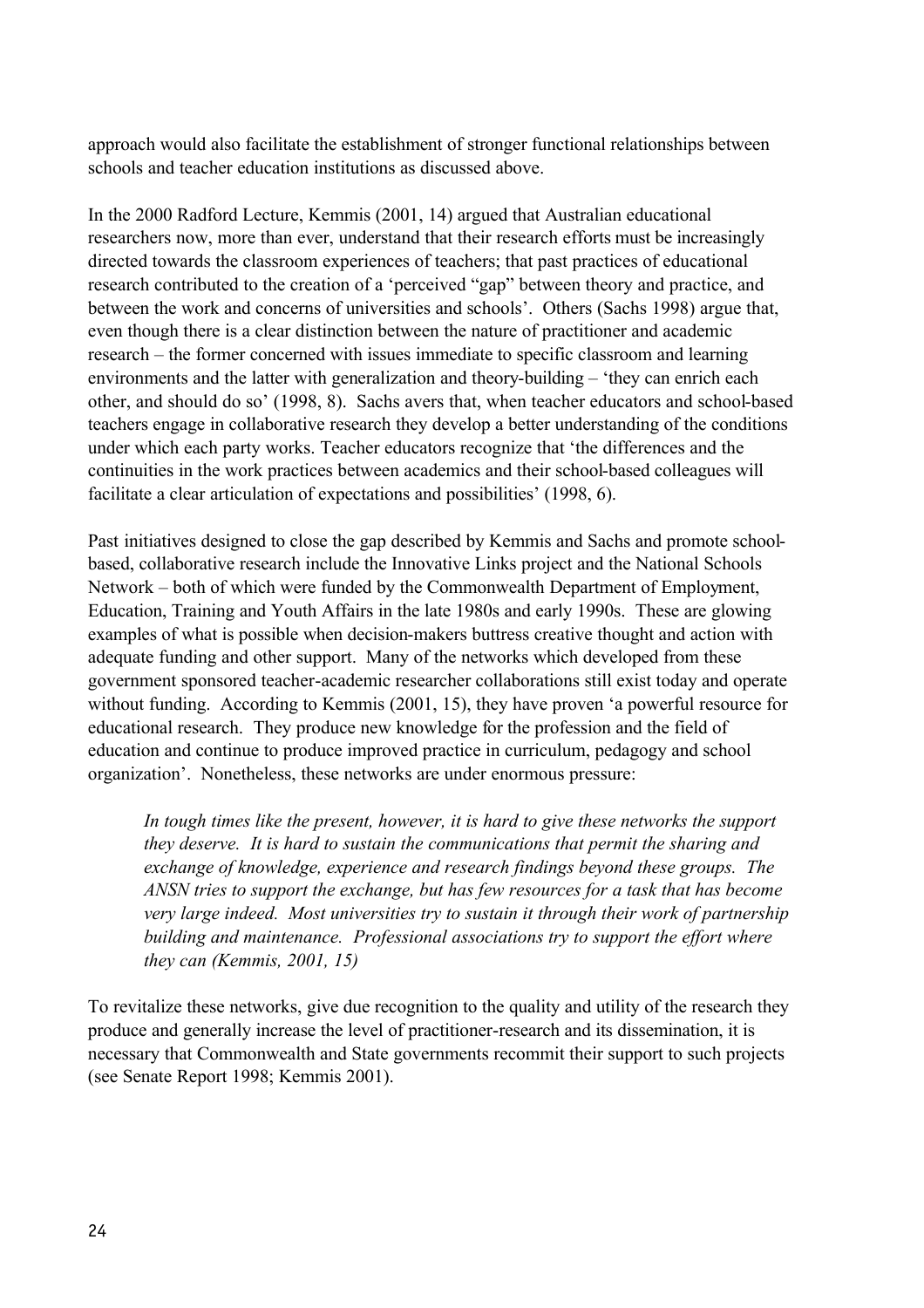approach would also facilitate the establishment of stronger functional relationships between schools and teacher education institutions as discussed above.

In the 2000 Radford Lecture, Kemmis (2001, 14) argued that Australian educational researchers now, more than ever, understand that their research efforts must be increasingly directed towards the classroom experiences of teachers; that past practices of educational research contributed to the creation of a 'perceived "gap" between theory and practice, and between the work and concerns of universities and schools'. Others (Sachs 1998) argue that, even though there is a clear distinction between the nature of practitioner and academic research – the former concerned with issues immediate to specific classroom and learning environments and the latter with generalization and theory-building – 'they can enrich each other, and should do so' (1998, 8). Sachs avers that, when teacher educators and school-based teachers engage in collaborative research they develop a better understanding of the conditions under which each party works. Teacher educators recognize that 'the differences and the continuities in the work practices between academics and their school-based colleagues will facilitate a clear articulation of expectations and possibilities' (1998, 6).

Past initiatives designed to close the gap described by Kemmis and Sachs and promote school-based, collaborative research include the Innovative Links project and the National Schools Network – both of which were funded by the Commonwealth Department of Employment, Education, Training and Youth Affairs in the late 1980s and early 1990s. These are glowing examples of what is possible when decision-makers buttress creative thought and action with adequate funding and other support. Many of the networks which developed from these government sponsored teacher-academic researcher collaborations still exist today and operate without funding. According to Kemmis (2001, 15), they have proven 'a powerful resource for educational research. They produce new knowledge for the profession and the field of education and continue to produce improved practice in curriculum, pedagogy and school organization'. Nonetheless, these networks are under enormous pressure:

> *In tough times like the present, however, it is hard to give these networks the support they deserve. It is hard to sustain the communications that permit the sharing and exchange of knowledge, experience and research findings beyond these groups. The ANSN tries to support the exchange, but has few resources for a task that has become very large indeed. Most universities try to sustain it through their work of partnership building and maintenance. Professional associations try to support the effort where they can (Kemmis, 2001, 15)*

To revitalize these networks, give due recognition to the quality and utility of the research they produce and generally increase the level of practitioner-research and its dissemination, it is necessary that Commonwealth and State governments recommit their support to such projects (see Senate Report 1998; Kemmis 2001).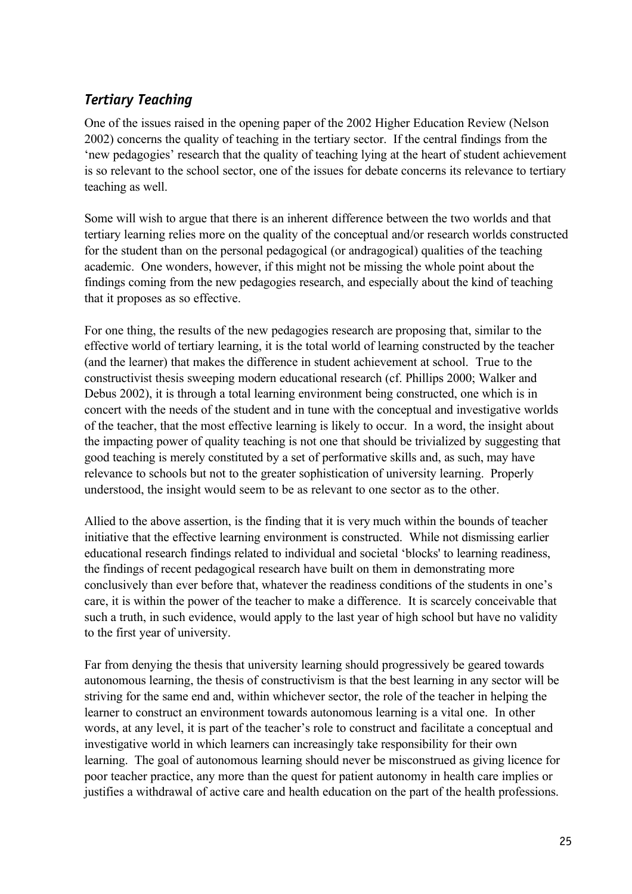### *Tertiary Teaching*

One of the issues raised in the opening paper of the 2002 Higher Education Review (Nelson 2002) concerns the quality of teaching in the tertiary sector. If the central findings from the 'new pedagogies' research that the quality of teaching lying at the heart of student achievement is so relevant to the school sector, one of the issues for debate concerns its relevance to tertiary teaching as well.

Some will wish to argue that there is an inherent difference between the two worlds and that tertiary learning relies more on the quality of the conceptual and/or research worlds constructed for the student than on the personal pedagogical (or andragogical) qualities of the teaching academic. One wonders, however, if this might not be missing the whole point about the findings coming from the new pedagogies research, and especially about the kind of teaching that it proposes as so effective.

For one thing, the results of the new pedagogies research are proposing that, similar to the effective world of tertiary learning, it is the total world of learning constructed by the teacher (and the learner) that makes the difference in student achievement at school. True to the constructivist thesis sweeping modern educational research (cf. Phillips 2000; Walker and Debus 2002), it is through a total learning environment being constructed, one which is in concert with the needs of the student and in tune with the conceptual and investigative worlds of the teacher, that the most effective learning is likely to occur. In a word, the insight about the impacting power of quality teaching is not one that should be trivialized by suggesting that good teaching is merely constituted by a set of performative skills and, as such, may have relevance to schools but not to the greater sophistication of university learning. Properly understood, the insight would seem to be as relevant to one sector as to the other.

Allied to the above assertion, is the finding that it is very much within the bounds of teacher initiative that the effective learning environment is constructed. While not dismissing earlier educational research findings related to individual and societal 'blocks' to learning readiness, the findings of recent pedagogical research have built on them in demonstrating more conclusively than ever before that, whatever the readiness conditions of the students in one's care, it is within the power of the teacher to make a difference. It is scarcely conceivable that such a truth, in such evidence, would apply to the last year of high school but have no validity to the first year of university.

Far from denying the thesis that university learning should progressively be geared towards autonomous learning, the thesis of constructivism is that the best learning in any sector will be striving for the same end and, within whichever sector, the role of the teacher in helping the learner to construct an environment towards autonomous learning is a vital one. In other words, at any level, it is part of the teacher's role to construct and facilitate a conceptual and investigative world in which learners can increasingly take responsibility for their own learning. The goal of autonomous learning should never be misconstrued as giving licence for poor teacher practice, any more than the quest for patient autonomy in health care implies or justifies a withdrawal of active care and health education on the part of the health professions.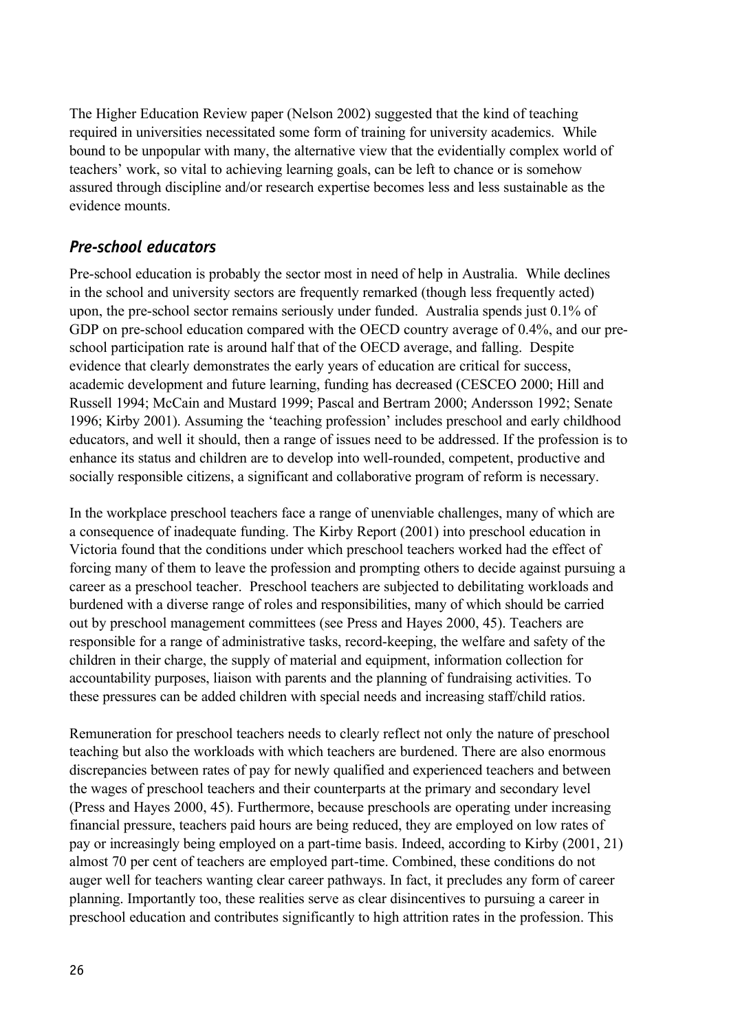The Higher Education Review paper (Nelson 2002) suggested that the kind of teaching required in universities necessitated some form of training for university academics. While bound to be unpopular with many, the alternative view that the evidentially complex world of teachers' work, so vital to achieving learning goals, can be left to chance or is somehow assured through discipline and/or research expertise becomes less and less sustainable as the evidence mounts.

### *Pre-school educators*

Pre-school education is probably the sector most in need of help in Australia. While declines in the school and university sectors are frequently remarked (though less frequently acted) upon, the pre-school sector remains seriously under funded. Australia spends just 0.1% of GDP on pre-school education compared with the OECD country average of 0.4%, and our pre-school participation rate is around half that of the OECD average, and falling. Despite evidence that clearly demonstrates the early years of education are critical for success, academic development and future learning, funding has decreased (CESCEO 2000; Hill and Russell 1994; McCain and Mustard 1999; Pascal and Bertram 2000; Andersson 1992; Senate 1996; Kirby 2001). Assuming the 'teaching profession' includes preschool and early childhood educators, and well it should, then a range of issues need to be addressed. If the profession is to enhance its status and children are to develop into well-rounded, competent, productive and socially responsible citizens, a significant and collaborative program of reform is necessary.

In the workplace preschool teachers face a range of unenviable challenges, many of which are a consequence of inadequate funding. The Kirby Report (2001) into preschool education in Victoria found that the conditions under which preschool teachers worked had the effect of forcing many of them to leave the profession and prompting others to decide against pursuing a career as a preschool teacher. Preschool teachers are subjected to debilitating workloads and burdened with a diverse range of roles and responsibilities, many of which should be carried out by preschool management committees (see Press and Hayes 2000, 45). Teachers are responsible for a range of administrative tasks, record-keeping, the welfare and safety of the children in their charge, the supply of material and equipment, information collection for accountability purposes, liaison with parents and the planning of fundraising activities. To these pressures can be added children with special needs and increasing staff/child ratios.

Remuneration for preschool teachers needs to clearly reflect not only the nature of preschool teaching but also the workloads with which teachers are burdened. There are also enormous discrepancies between rates of pay for newly qualified and experienced teachers and between the wages of preschool teachers and their counterparts at the primary and secondary level (Press and Hayes 2000, 45). Furthermore, because preschools are operating under increasing financial pressure, teachers paid hours are being reduced, they are employed on low rates of pay or increasingly being employed on a part-time basis. Indeed, according to Kirby (2001, 21) almost 70 per cent of teachers are employed part-time. Combined, these conditions do not auger well for teachers wanting clear career pathways. In fact, it precludes any form of career planning. Importantly too, these realities serve as clear disincentives to pursuing a career in preschool education and contributes significantly to high attrition rates in the profession. This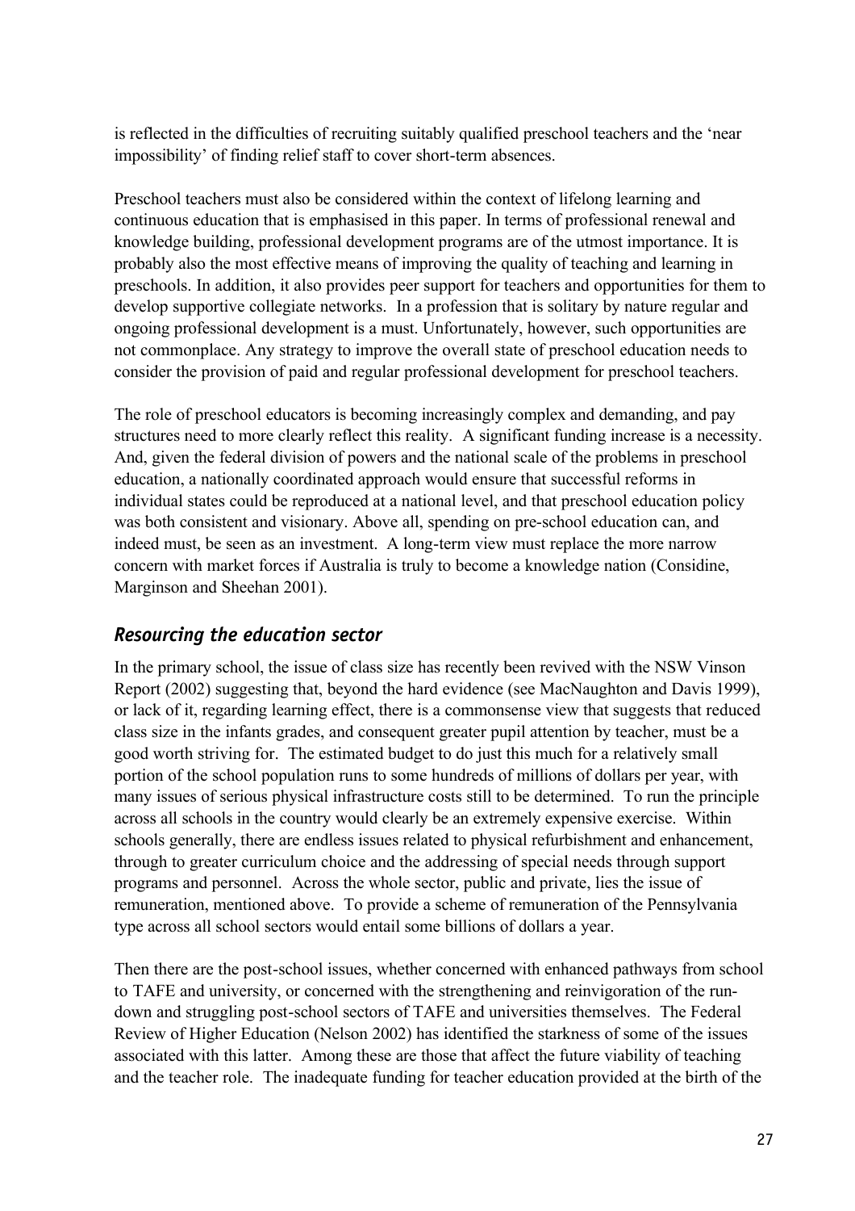is reflected in the difficulties of recruiting suitably qualified preschool teachers and the 'near impossibility' of finding relief staff to cover short-term absences.

Preschool teachers must also be considered within the context of lifelong learning and continuous education that is emphasised in this paper. In terms of professional renewal and knowledge building, professional development programs are of the utmost importance. It is probably also the most effective means of improving the quality of teaching and learning in preschools. In addition, it also provides peer support for teachers and opportunities for them to develop supportive collegiate networks. In a profession that is solitary by nature regular and ongoing professional development is a must. Unfortunately, however, such opportunities are not commonplace. Any strategy to improve the overall state of preschool education needs to consider the provision of paid and regular professional development for preschool teachers.

The role of preschool educators is becoming increasingly complex and demanding, and pay structures need to more clearly reflect this reality. A significant funding increase is a necessity. And, given the federal division of powers and the national scale of the problems in preschool education, a nationally coordinated approach would ensure that successful reforms in individual states could be reproduced at a national level, and that preschool education policy was both consistent and visionary. Above all, spending on pre-school education can, and indeed must, be seen as an investment. A long-term view must replace the more narrow concern with market forces if Australia is truly to become a knowledge nation (Considine, Marginson and Sheehan 2001).

### *Resourcing the education sector*

In the primary school, the issue of class size has recently been revived with the NSW Vinson Report (2002) suggesting that, beyond the hard evidence (see MacNaughton and Davis 1999), or lack of it, regarding learning effect, there is a commonsense view that suggests that reduced class size in the infants grades, and consequent greater pupil attention by teacher, must be a good worth striving for. The estimated budget to do just this much for a relatively small portion of the school population runs to some hundreds of millions of dollars per year, with many issues of serious physical infrastructure costs still to be determined. To run the principle across all schools in the country would clearly be an extremely expensive exercise. Within schools generally, there are endless issues related to physical refurbishment and enhancement, through to greater curriculum choice and the addressing of special needs through support programs and personnel. Across the whole sector, public and private, lies the issue of remuneration, mentioned above. To provide a scheme of remuneration of the Pennsylvania type across all school sectors would entail some billions of dollars a year.

Then there are the post-school issues, whether concerned with enhanced pathways from school to TAFE and university, or concerned with the strengthening and reinvigoration of the run-down and struggling post-school sectors of TAFE and universities themselves. The Federal Review of Higher Education (Nelson 2002) has identified the starkness of some of the issues associated with this latter. Among these are those that affect the future viability of teaching and the teacher role. The inadequate funding for teacher education provided at the birth of the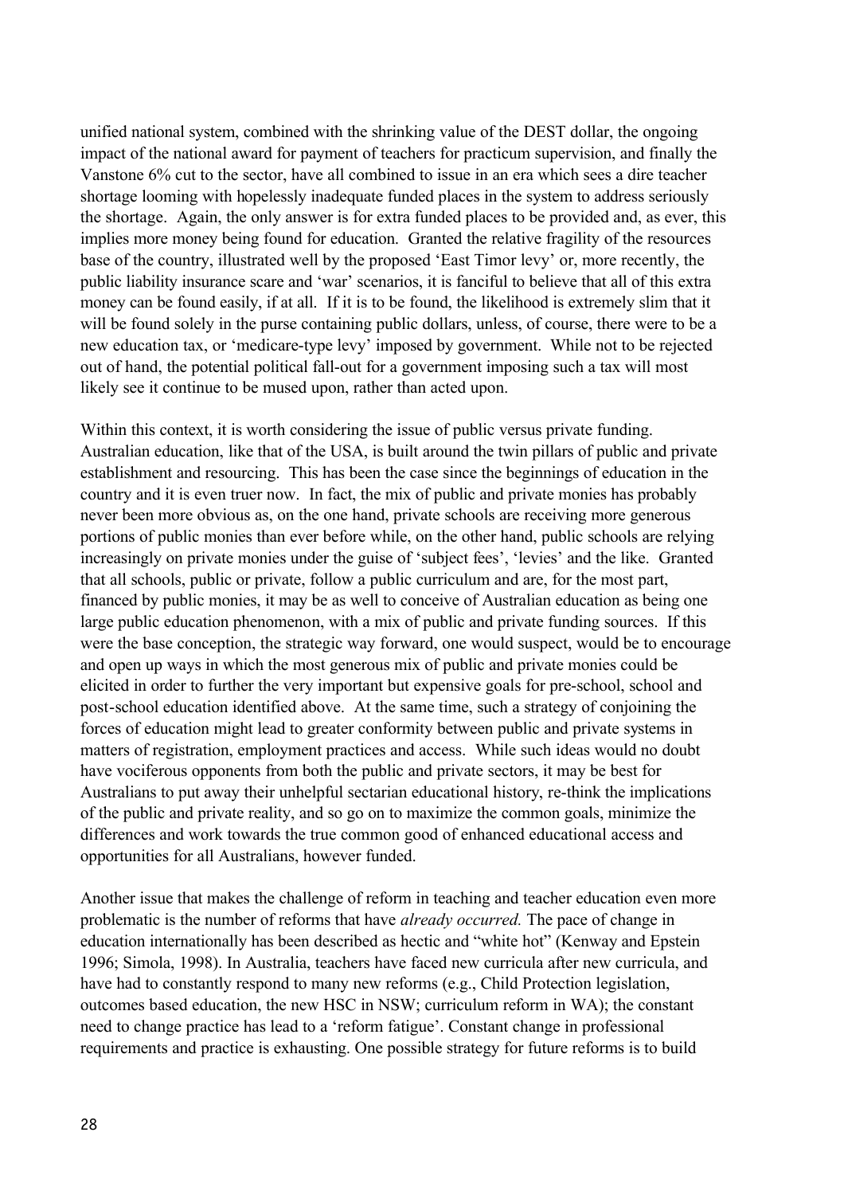unified national system, combined with the shrinking value of the DEST dollar, the ongoing impact of the national award for payment of teachers for practicum supervision, and finally the Vanstone 6% cut to the sector, have all combined to issue in an era which sees a dire teacher shortage looming with hopelessly inadequate funded places in the system to address seriously the shortage. Again, the only answer is for extra funded places to be provided and, as ever, this implies more money being found for education. Granted the relative fragility of the resources base of the country, illustrated well by the proposed 'East Timor levy' or, more recently, the public liability insurance scare and 'war' scenarios, it is fanciful to believe that all of this extra money can be found easily, if at all. If it is to be found, the likelihood is extremely slim that it will be found solely in the purse containing public dollars, unless, of course, there were to be a new education tax, or 'medicare-type levy' imposed by government. While not to be rejected out of hand, the potential political fall-out for a government imposing such a tax will most likely see it continue to be mused upon, rather than acted upon.

Within this context, it is worth considering the issue of public versus private funding. Australian education, like that of the USA, is built around the twin pillars of public and private establishment and resourcing. This has been the case since the beginnings of education in the country and it is even truer now. In fact, the mix of public and private monies has probably never been more obvious as, on the one hand, private schools are receiving more generous portions of public monies than ever before while, on the other hand, public schools are relying increasingly on private monies under the guise of 'subject fees', 'levies' and the like. Granted that all schools, public or private, follow a public curriculum and are, for the most part, financed by public monies, it may be as well to conceive of Australian education as being one large public education phenomenon, with a mix of public and private funding sources. If this were the base conception, the strategic way forward, one would suspect, would be to encourage and open up ways in which the most generous mix of public and private monies could be elicited in order to further the very important but expensive goals for pre-school, school and post-school education identified above. At the same time, such a strategy of conjoining the forces of education might lead to greater conformity between public and private systems in matters of registration, employment practices and access. While such ideas would no doubt have vociferous opponents from both the public and private sectors, it may be best for Australians to put away their unhelpful sectarian educational history, re-think the implications of the public and private reality, and so go on to maximize the common goals, minimize the differences and work towards the true common good of enhanced educational access and opportunities for all Australians, however funded.

Another issue that makes the challenge of reform in teaching and teacher education even more problematic is the number of reforms that have *already occurred.* The pace of change in education internationally has been described as hectic and "white hot" (Kenway and Epstein 1996; Simola, 1998). In Australia, teachers have faced new curricula after new curricula, and have had to constantly respond to many new reforms (e.g., Child Protection legislation, outcomes based education, the new HSC in NSW; curriculum reform in WA); the constant need to change practice has lead to a 'reform fatigue'. Constant change in professional requirements and practice is exhausting. One possible strategy for future reforms is to build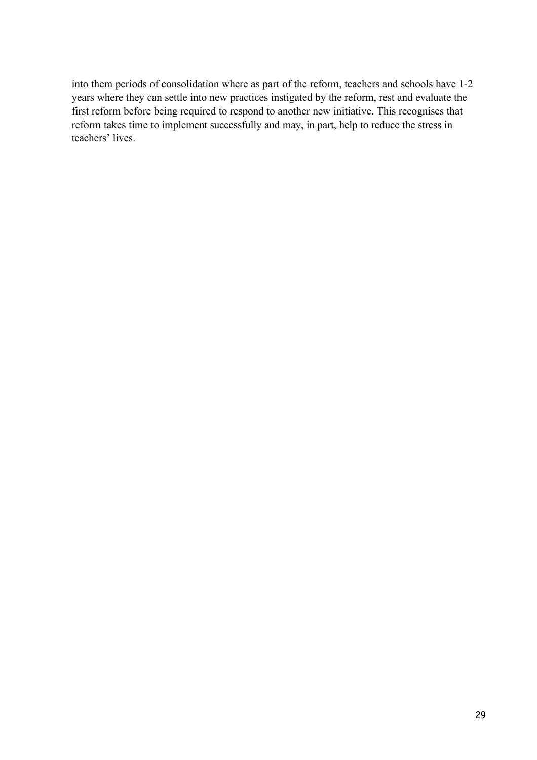into them periods of consolidation where as part of the reform, teachers and schools have 1-2 years where they can settle into new practices instigated by the reform, rest and evaluate the first reform before being required to respond to another new initiative. This recognises that reform takes time to implement successfully and may, in part, help to reduce the stress in teachers' lives.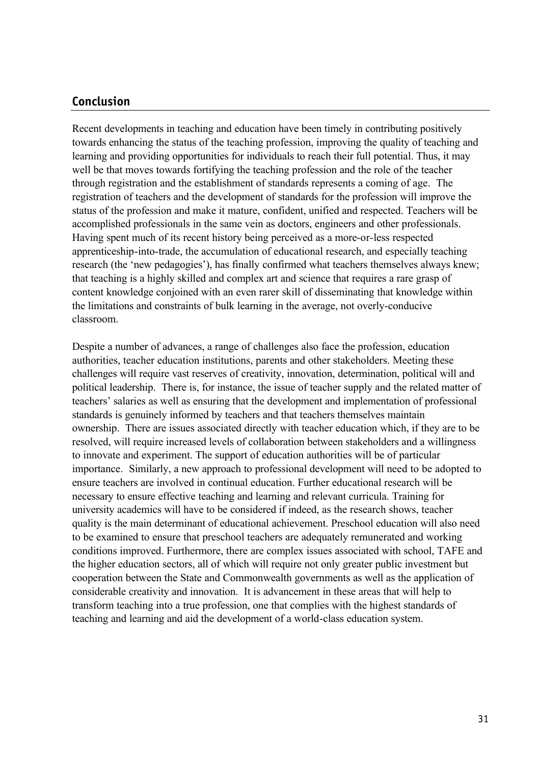## Conclusion

Recent developments in teaching and education have been timely in contributing positively towards enhancing the status of the teaching profession, improving the quality of teaching and learning and providing opportunities for individuals to reach their full potential. Thus, it may well be that moves towards fortifying the teaching profession and the role of the teacher through registration and the establishment of standards represents a coming of age. The registration of teachers and the development of standards for the profession will improve the status of the profession and make it mature, confident, unified and respected. Teachers will be accomplished professionals in the same vein as doctors, engineers and other professionals. Having spent much of its recent history being perceived as a more-or-less respected apprenticeship-into-trade, the accumulation of educational research, and especially teaching research (the 'new pedagogies'), has finally confirmed what teachers themselves always knew; that teaching is a highly skilled and complex art and science that requires a rare grasp of content knowledge conjoined with an even rarer skill of disseminating that knowledge within the limitations and constraints of bulk learning in the average, not overly-conducive classroom.

Despite a number of advances, a range of challenges also face the profession, education authorities, teacher education institutions, parents and other stakeholders. Meeting these challenges will require vast reserves of creativity, innovation, determination, political will and political leadership. There is, for instance, the issue of teacher supply and the related matter of teachers' salaries as well as ensuring that the development and implementation of professional standards is genuinely informed by teachers and that teachers themselves maintain ownership. There are issues associated directly with teacher education which, if they are to be resolved, will require increased levels of collaboration between stakeholders and a willingness to innovate and experiment. The support of education authorities will be of particular importance. Similarly, a new approach to professional development will need to be adopted to ensure teachers are involved in continual education. Further educational research will be necessary to ensure effective teaching and learning and relevant curricula. Training for university academics will have to be considered if indeed, as the research shows, teacher quality is the main determinant of educational achievement. Preschool education will also need to be examined to ensure that preschool teachers are adequately remunerated and working conditions improved. Furthermore, there are complex issues associated with school, TAFE and the higher education sectors, all of which will require not only greater public investment but cooperation between the State and Commonwealth governments as well as the application of considerable creativity and innovation. It is advancement in these areas that will help to transform teaching into a true profession, one that complies with the highest standards of teaching and learning and aid the development of a world-class education system.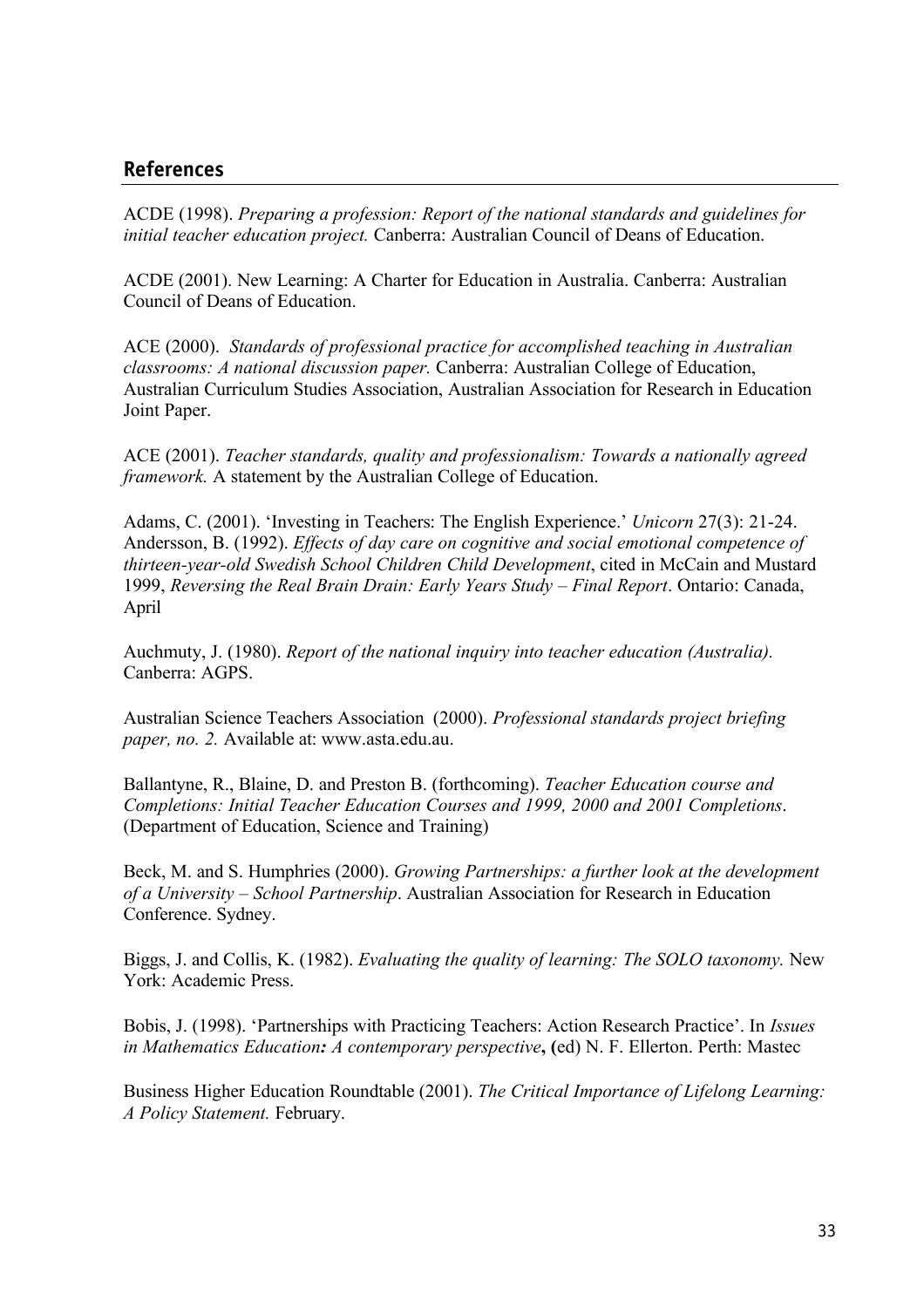## References

ACDE (1998). *Preparing a profession: Report of the national standards and guidelines for initial teacher education project.* Canberra: Australian Council of Deans of Education.

ACDE (2001). New Learning: A Charter for Education in Australia. Canberra: Australian Council of Deans of Education.

ACE (2000). *Standards of professional practice for accomplished teaching in Australian classrooms: A national discussion paper.* Canberra: Australian College of Education, Australian Curriculum Studies Association, Australian Association for Research in Education Joint Paper.

ACE (2001). *Teacher standards, quality and professionalism: Towards a nationally agreed framework.* A statement by the Australian College of Education.

Adams, C. (2001). 'Investing in Teachers: The English Experience.' *Unicorn* 27(3): 21-24.
Andersson, B. (1992). *Effects of day care on cognitive and social emotional competence of thirteen-year-old Swedish School Children Child Development*, cited in McCain and Mustard 1999, *Reversing the Real Brain Drain: Early Years Study – Final Report*. Ontario: Canada, April

Auchmuty, J. (1980). *Report of the national inquiry into teacher education (Australia).* Canberra: AGPS.

Australian Science Teachers Association (2000). *Professional standards project briefing paper, no. 2.* Available at: www.asta.edu.au.

Ballantyne, R., Blaine, D. and Preston B. (forthcoming). *Teacher Education course and Completions: Initial Teacher Education Courses and 1999, 2000 and 2001 Completions*. (Department of Education, Science and Training)

Beck, M. and S. Humphries (2000). *Growing Partnerships: a further look at the development of a University – School Partnership*. Australian Association for Research in Education Conference. Sydney.

Biggs, J. and Collis, K. (1982). *Evaluating the quality of learning: The SOLO taxonomy.* New York: Academic Press.

Bobis, J. (1998). 'Partnerships with Practicing Teachers: Action Research Practice'. In *Issues in Mathematics Education: A contemporary perspective*, (ed) N. F. Ellerton. Perth: Mastec

Business Higher Education Roundtable (2001). *The Critical Importance of Lifelong Learning: A Policy Statement.* February.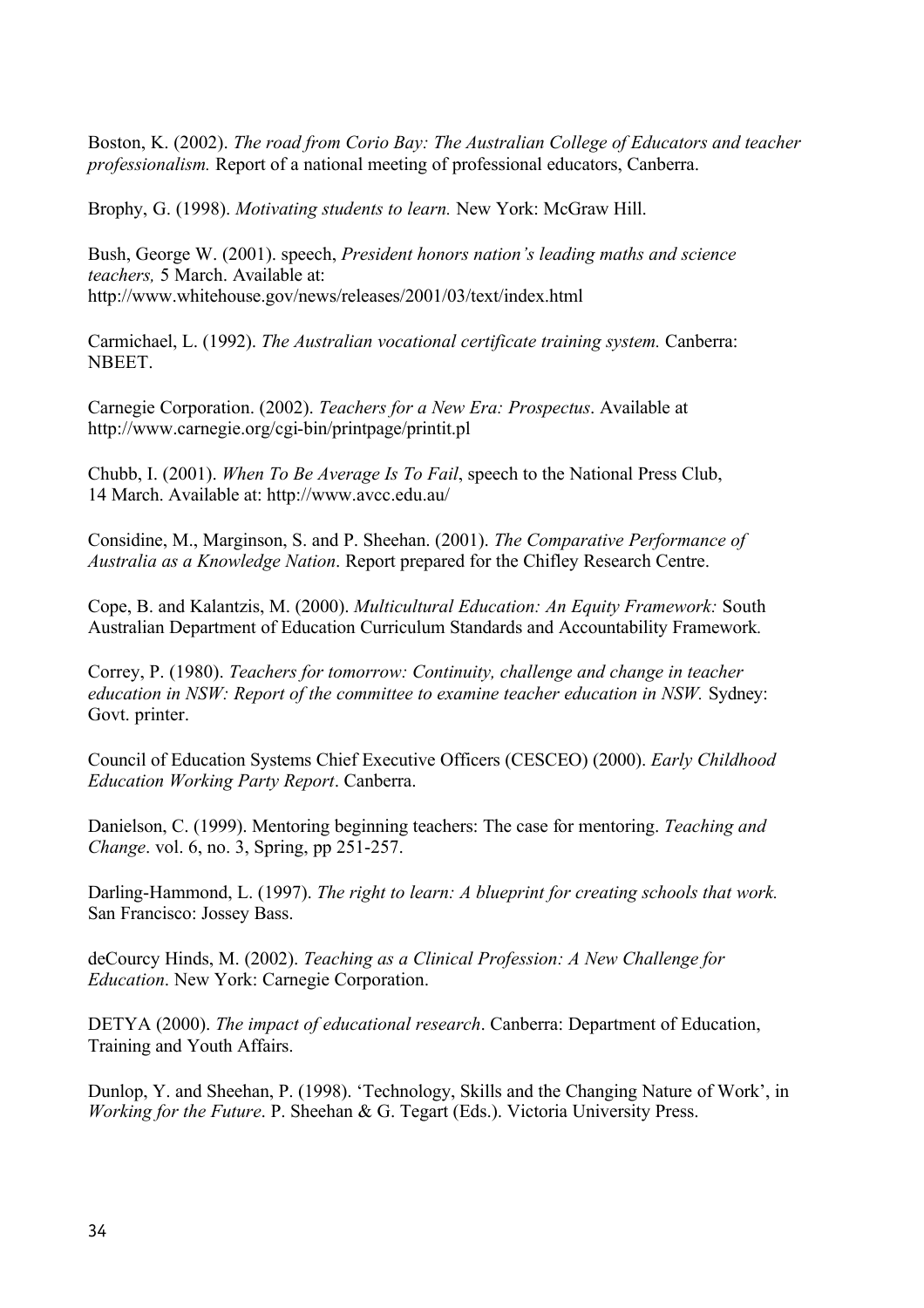Boston, K. (2002). *The road from Corio Bay: The Australian College of Educators and teacher professionalism.* Report of a national meeting of professional educators, Canberra.

Brophy, G. (1998). *Motivating students to learn.* New York: McGraw Hill.

Bush, George W. (2001). speech, *President honors nation's leading maths and science teachers,* 5 March. Available at: http://www.whitehouse.gov/news/releases/2001/03/text/index.html

Carmichael, L. (1992). *The Australian vocational certificate training system.* Canberra: NBEET.

Carnegie Corporation. (2002). *Teachers for a New Era: Prospectus*. Available at http://www.carnegie.org/cgi-bin/printpage/printit.pl

Chubb, I. (2001). *When To Be Average Is To Fail*, speech to the National Press Club, 14 March. Available at: http://www.avcc.edu.au/

Considine, M., Marginson, S. and P. Sheehan. (2001). *The Comparative Performance of Australia as a Knowledge Nation*. Report prepared for the Chifley Research Centre.

Cope, B. and Kalantzis, M. (2000). *Multicultural Education: An Equity Framework:* South Australian Department of Education Curriculum Standards and Accountability Framework*.*

Correy, P. (1980). *Teachers for tomorrow: Continuity, challenge and change in teacher education in NSW: Report of the committee to examine teacher education in NSW.* Sydney: Govt. printer.

Council of Education Systems Chief Executive Officers (CESCEO) (2000). *Early Childhood Education Working Party Report*. Canberra.

Danielson, C. (1999). Mentoring beginning teachers: The case for mentoring. *Teaching and Change*. vol. 6, no. 3, Spring, pp 251-257.

Darling-Hammond, L. (1997). *The right to learn: A blueprint for creating schools that work.* San Francisco: Jossey Bass.

deCourcy Hinds, M. (2002). *Teaching as a Clinical Profession: A New Challenge for Education*. New York: Carnegie Corporation.

DETYA (2000). *The impact of educational research*. Canberra: Department of Education, Training and Youth Affairs.

Dunlop, Y. and Sheehan, P. (1998). 'Technology, Skills and the Changing Nature of Work', in *Working for the Future*. P. Sheehan & G. Tegart (Eds.). Victoria University Press.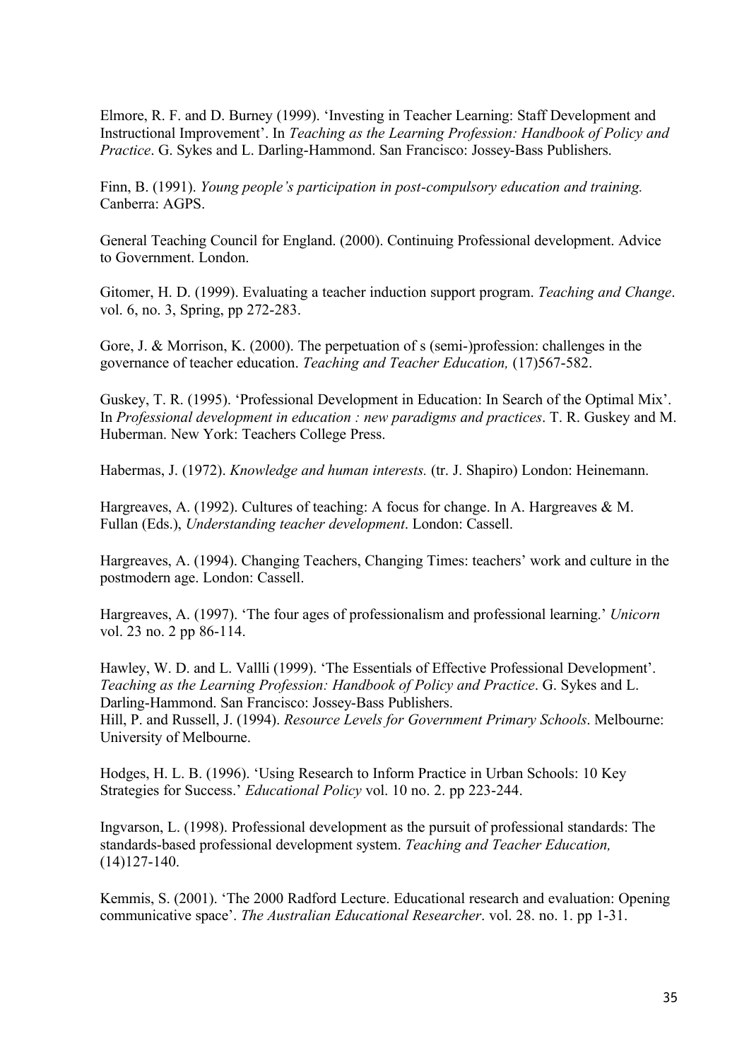Elmore, R. F. and D. Burney (1999). 'Investing in Teacher Learning: Staff Development and Instructional Improvement'. In *Teaching as the Learning Profession: Handbook of Policy and Practice*. G. Sykes and L. Darling-Hammond. San Francisco: Jossey-Bass Publishers.

Finn, B. (1991). *Young people's participation in post-compulsory education and training.* Canberra: AGPS.

General Teaching Council for England. (2000). Continuing Professional development. Advice to Government. London.

Gitomer, H. D. (1999). Evaluating a teacher induction support program. *Teaching and Change*. vol. 6, no. 3, Spring, pp 272-283.

Gore, J. & Morrison, K. (2000). The perpetuation of s (semi-)profession: challenges in the governance of teacher education. *Teaching and Teacher Education,* (17)567-582.

Guskey, T. R. (1995). 'Professional Development in Education: In Search of the Optimal Mix'. In *Professional development in education : new paradigms and practices*. T. R. Guskey and M. Huberman. New York: Teachers College Press.

Habermas, J. (1972). *Knowledge and human interests.* (tr. J. Shapiro) London: Heinemann.

Hargreaves, A. (1992). Cultures of teaching: A focus for change. In A. Hargreaves & M. Fullan (Eds.), *Understanding teacher development*. London: Cassell.

Hargreaves, A. (1994). Changing Teachers, Changing Times: teachers' work and culture in the postmodern age. London: Cassell.

Hargreaves, A. (1997). 'The four ages of professionalism and professional learning.' *Unicorn* vol. 23 no. 2 pp 86-114.

Hawley, W. D. and L. Vallli (1999). 'The Essentials of Effective Professional Development'. *Teaching as the Learning Profession: Handbook of Policy and Practice*. G. Sykes and L. Darling-Hammond. San Francisco: Jossey-Bass Publishers.
Hill, P. and Russell, J. (1994). *Resource Levels for Government Primary Schools*. Melbourne: University of Melbourne.

Hodges, H. L. B. (1996). 'Using Research to Inform Practice in Urban Schools: 10 Key Strategies for Success.' *Educational Policy* vol. 10 no. 2. pp 223-244.

Ingvarson, L. (1998). Professional development as the pursuit of professional standards: The standards-based professional development system. *Teaching and Teacher Education,* (14)127-140.

Kemmis, S. (2001). 'The 2000 Radford Lecture. Educational research and evaluation: Opening communicative space'. *The Australian Educational Researcher*. vol. 28. no. 1. pp 1-31.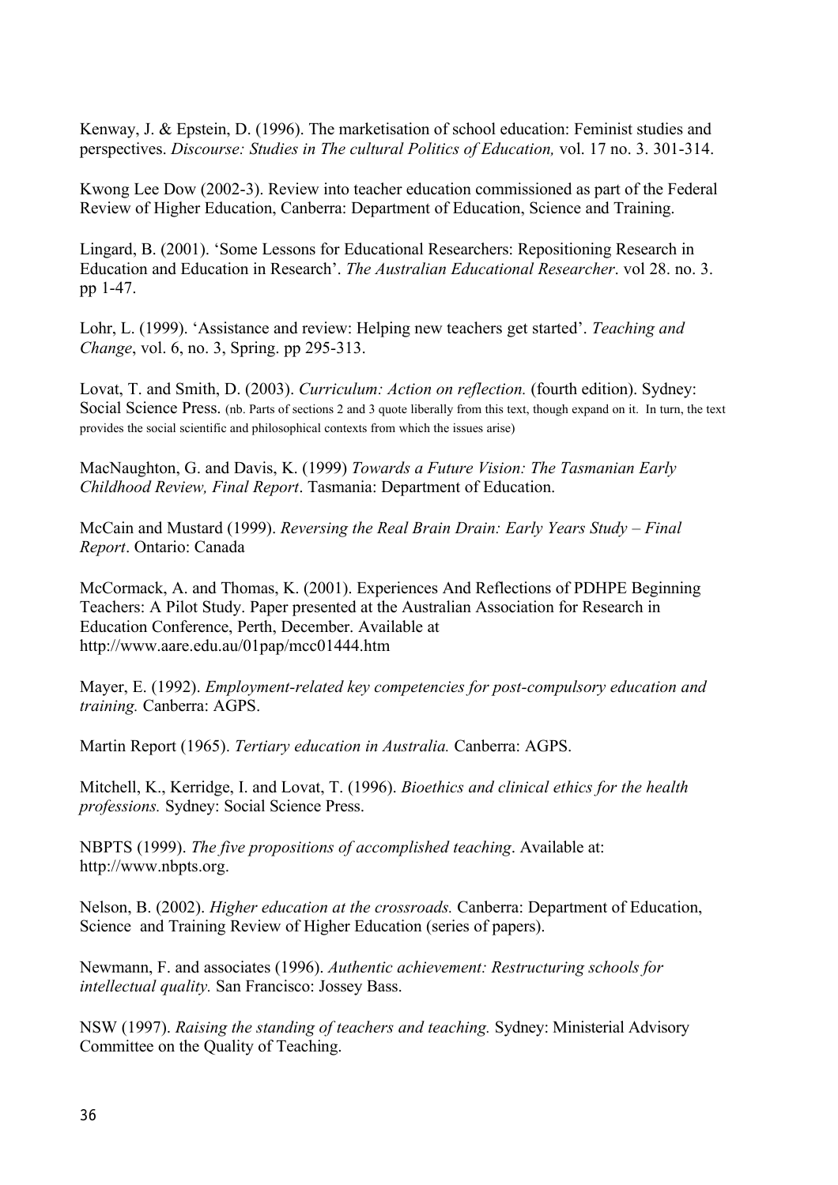Kenway, J. & Epstein, D. (1996). The marketisation of school education: Feminist studies and perspectives. *Discourse: Studies in The cultural Politics of Education,* vol. 17 no. 3. 301-314.

Kwong Lee Dow (2002-3). Review into teacher education commissioned as part of the Federal Review of Higher Education, Canberra: Department of Education, Science and Training.

Lingard, B. (2001). 'Some Lessons for Educational Researchers: Repositioning Research in Education and Education in Research'. *The Australian Educational Researcher*. vol 28. no. 3. pp 1-47.

Lohr, L. (1999). 'Assistance and review: Helping new teachers get started'. *Teaching and Change*, vol. 6, no. 3, Spring. pp 295-313.

Lovat, T. and Smith, D. (2003). *Curriculum: Action on reflection.* (fourth edition). Sydney: Social Science Press. (nb. Parts of sections 2 and 3 quote liberally from this text, though expand on it. In turn, the text provides the social scientific and philosophical contexts from which the issues arise)

MacNaughton, G. and Davis, K. (1999) *Towards a Future Vision: The Tasmanian Early Childhood Review, Final Report*. Tasmania: Department of Education.

McCain and Mustard (1999). *Reversing the Real Brain Drain: Early Years Study – Final Report*. Ontario: Canada

McCormack, A. and Thomas, K. (2001). Experiences And Reflections of PDHPE Beginning Teachers: A Pilot Study. Paper presented at the Australian Association for Research in Education Conference, Perth, December. Available at http://www.aare.edu.au/01pap/mcc01444.htm

Mayer, E. (1992). *Employment-related key competencies for post-compulsory education and training.* Canberra: AGPS.

Martin Report (1965). *Tertiary education in Australia.* Canberra: AGPS.

Mitchell, K., Kerridge, I. and Lovat, T. (1996). *Bioethics and clinical ethics for the health professions.* Sydney: Social Science Press.

NBPTS (1999). *The five propositions of accomplished teaching*. Available at: http://www.nbpts.org.

Nelson, B. (2002). *Higher education at the crossroads.* Canberra: Department of Education, Science and Training Review of Higher Education (series of papers).

Newmann, F. and associates (1996). *Authentic achievement: Restructuring schools for intellectual quality.* San Francisco: Jossey Bass.

NSW (1997). *Raising the standing of teachers and teaching.* Sydney: Ministerial Advisory Committee on the Quality of Teaching.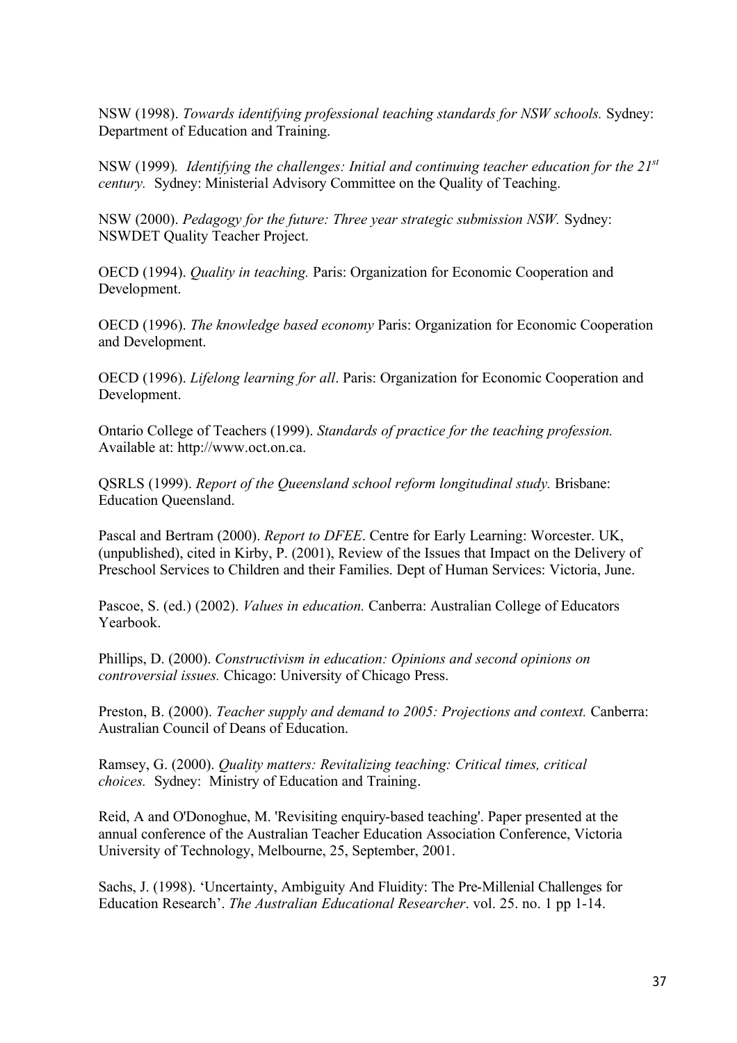NSW (1998). *Towards identifying professional teaching standards for NSW schools.* Sydney: Department of Education and Training.

NSW (1999). *Identifying the challenges: Initial and continuing teacher education for the 21st century.* Sydney: Ministerial Advisory Committee on the Quality of Teaching.

NSW (2000). *Pedagogy for the future: Three year strategic submission NSW.* Sydney: NSWDET Quality Teacher Project.

OECD (1994). *Quality in teaching.* Paris: Organization for Economic Cooperation and Development.

OECD (1996). *The knowledge based economy* Paris: Organization for Economic Cooperation and Development.

OECD (1996). *Lifelong learning for all*. Paris: Organization for Economic Cooperation and Development.

Ontario College of Teachers (1999). *Standards of practice for the teaching profession.* Available at: http://www.oct.on.ca.

QSRLS (1999). *Report of the Queensland school reform longitudinal study.* Brisbane: Education Queensland.

Pascal and Bertram (2000). *Report to DFEE*. Centre for Early Learning: Worcester. UK, (unpublished), cited in Kirby, P. (2001), Review of the Issues that Impact on the Delivery of Preschool Services to Children and their Families. Dept of Human Services: Victoria, June.

Pascoe, S. (ed.) (2002). *Values in education.* Canberra: Australian College of Educators Yearbook.

Phillips, D. (2000). *Constructivism in education: Opinions and second opinions on controversial issues.* Chicago: University of Chicago Press.

Preston, B. (2000). *Teacher supply and demand to 2005: Projections and context.* Canberra: Australian Council of Deans of Education.

Ramsey, G. (2000). *Quality matters: Revitalizing teaching: Critical times, critical choices.* Sydney: Ministry of Education and Training.

Reid, A and O'Donoghue, M. 'Revisiting enquiry-based teaching'. Paper presented at the annual conference of the Australian Teacher Education Association Conference, Victoria University of Technology, Melbourne, 25, September, 2001.

Sachs, J. (1998). 'Uncertainty, Ambiguity And Fluidity: The Pre-Millenial Challenges for Education Research'. *The Australian Educational Researcher*. vol. 25. no. 1 pp 1-14.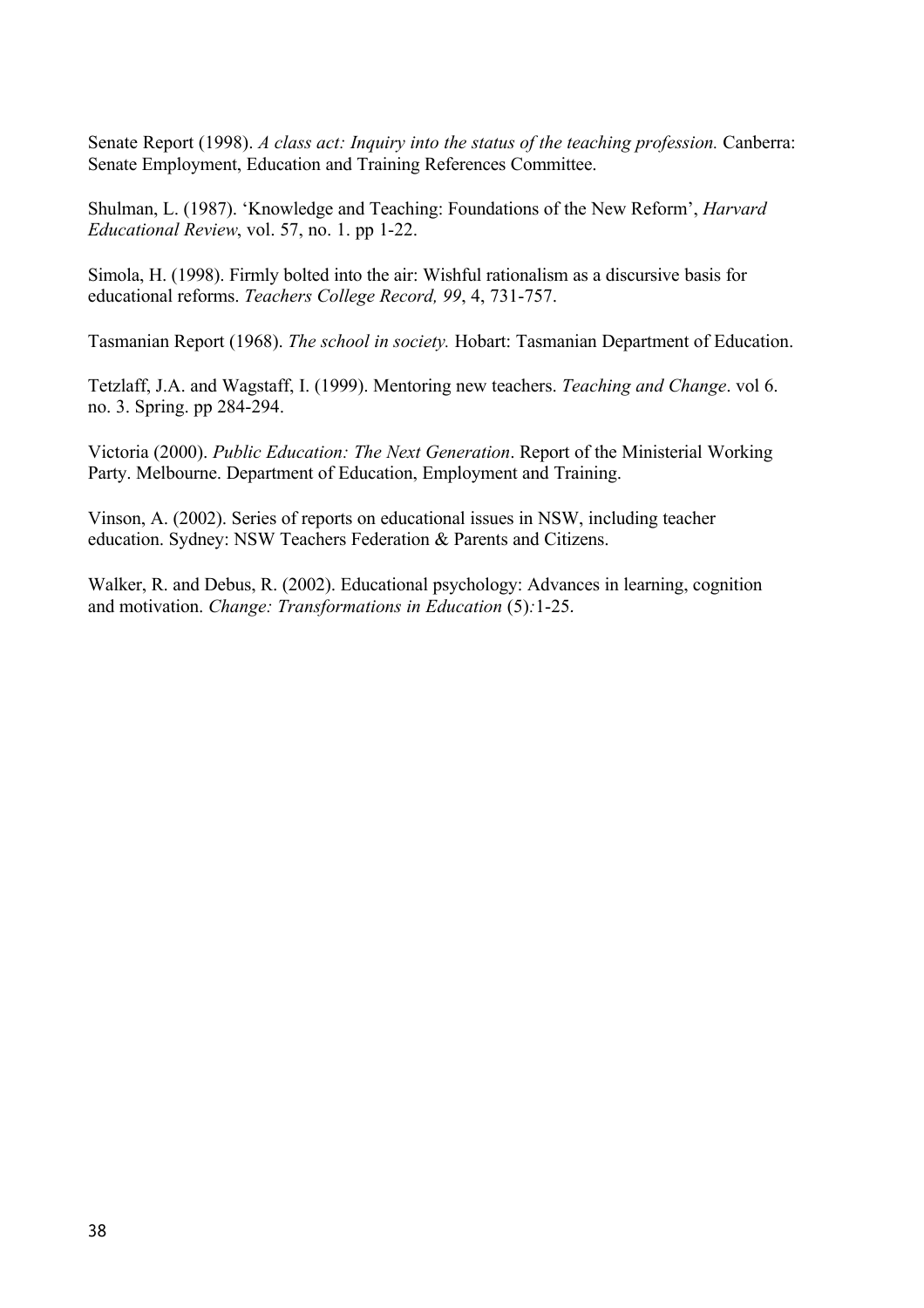Senate Report (1998). *A class act: Inquiry into the status of the teaching profession.* Canberra: Senate Employment, Education and Training References Committee.

Shulman, L. (1987). 'Knowledge and Teaching: Foundations of the New Reform', *Harvard Educational Review*, vol. 57, no. 1. pp 1-22.

Simola, H. (1998). Firmly bolted into the air: Wishful rationalism as a discursive basis for educational reforms. *Teachers College Record, 99*, 4, 731-757.

Tasmanian Report (1968). *The school in society.* Hobart: Tasmanian Department of Education.

Tetzlaff, J.A. and Wagstaff, I. (1999). Mentoring new teachers. *Teaching and Change*. vol 6. no. 3. Spring. pp 284-294.

Victoria (2000). *Public Education: The Next Generation*. Report of the Ministerial Working Party. Melbourne. Department of Education, Employment and Training.

Vinson, A. (2002). Series of reports on educational issues in NSW, including teacher education. Sydney: NSW Teachers Federation & Parents and Citizens.

Walker, R. and Debus, R. (2002). Educational psychology: Advances in learning, cognition and motivation. *Change: Transformations in Education* (5)*:*1-25.